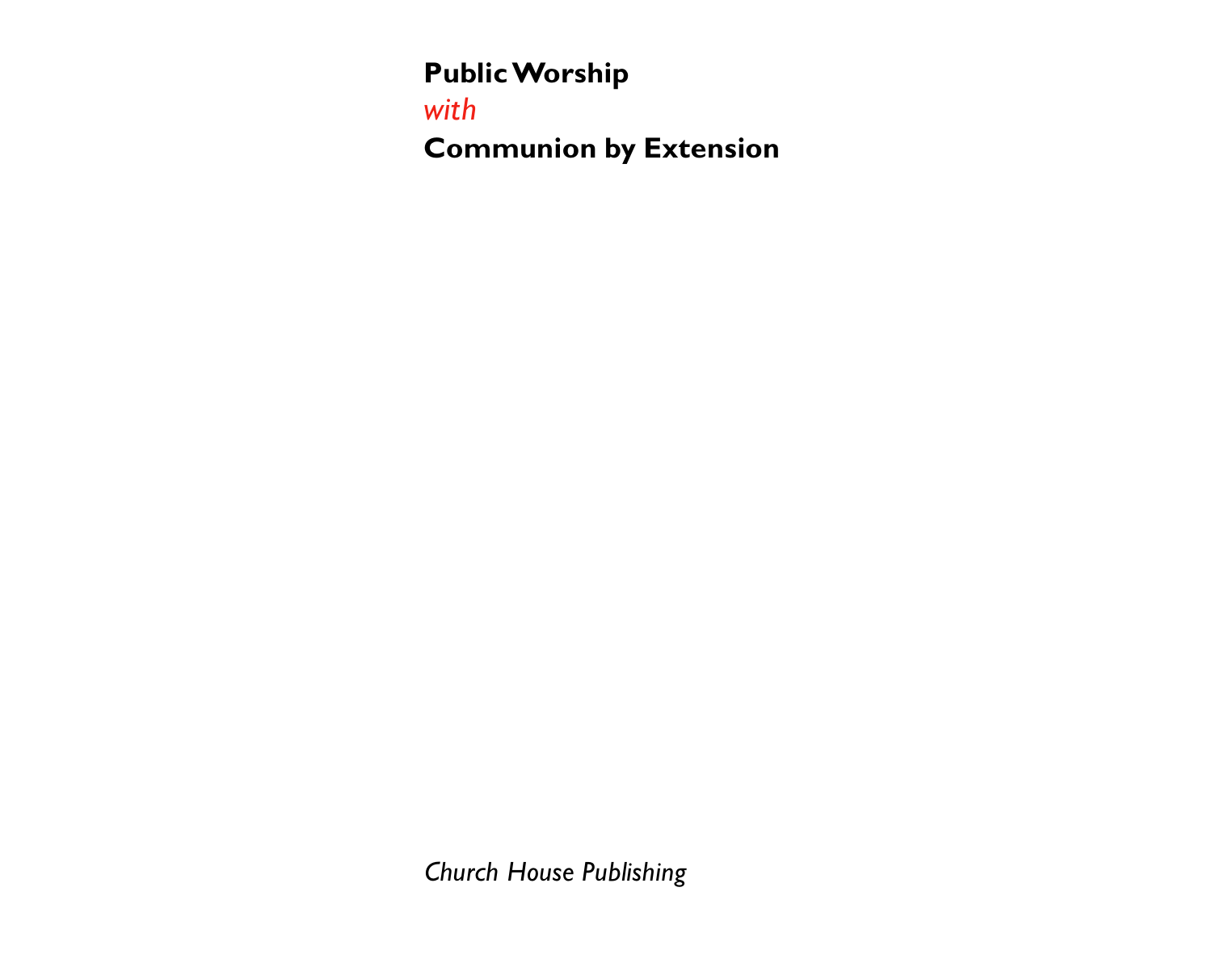# Public Worship

*with*

# Communion by Extension

*Church House Publishing*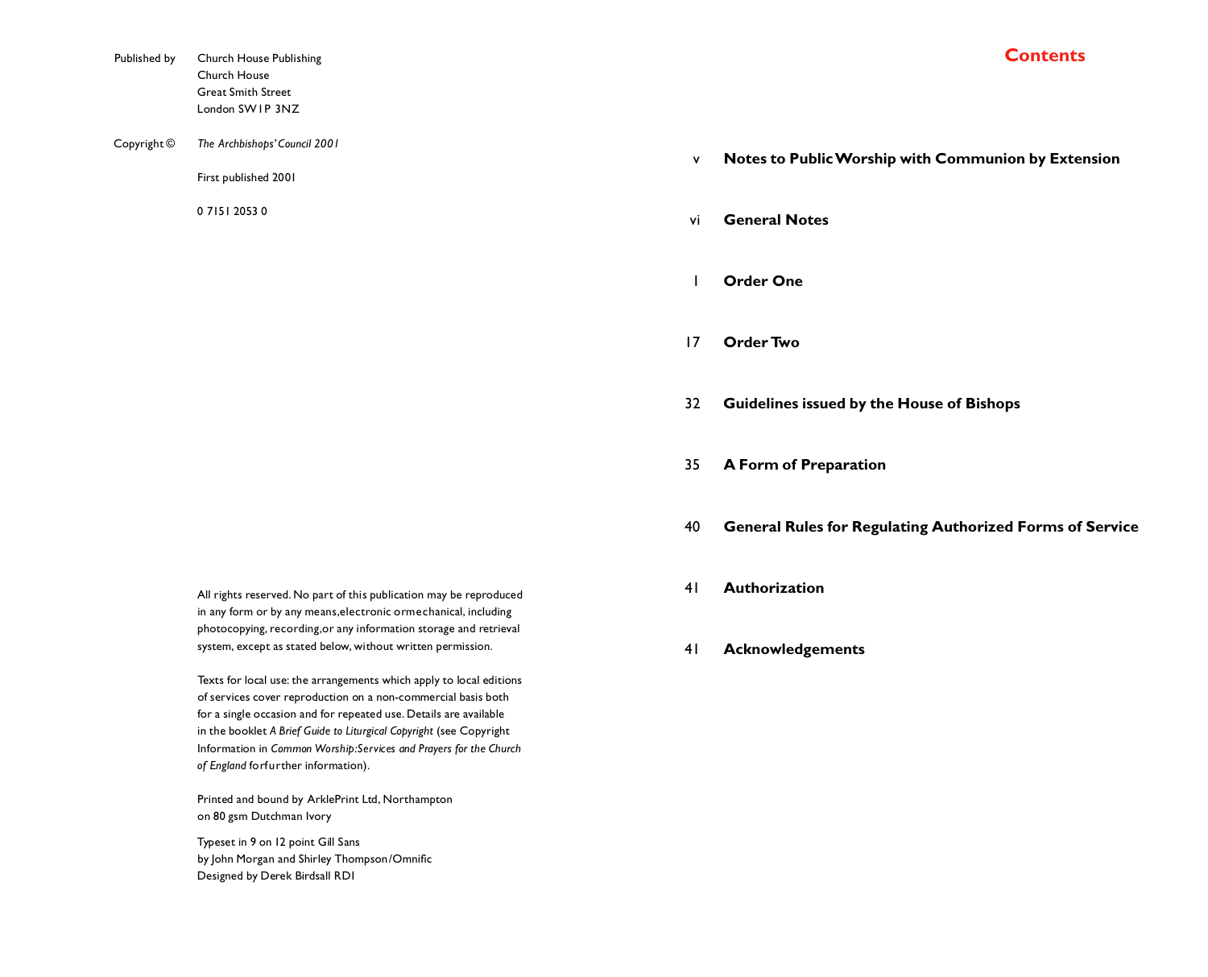Published by Church House Publishing
Church House
Great Smith Street
London SW1P 3NZ

Copyright © *The Archbishops' Council 2001*

First published 2001

0 7151 2053 0

All rights reserved. No part of this publication may be reproduced in any form or by any means, electronic or mechanical, including photocopying, recording, or any information storage and retrieval system, except as stated below, without written permission.

Texts for local use: the arrangements which apply to local editions of services cover reproduction on a non-commercial basis both for a single occasion and for repeated use. Details are available in the booklet *A Brief Guide to Liturgical Copyright* (see Copyright Information in *Common Worship: Services and Prayers for the Church of England* for further information).

Printed and bound by ArklePrint Ltd, Northampton
on 80 gsm Dutchman Ivory

Typeset in 9 on 12 point Gill Sans
by John Morgan and Shirley Thompson/Omnific
Designed by Derek Birdsall RDI

# Contents

| | |
|---|---|
| v | **Notes to Public Worship with Communion by Extension** |
| vi | **General Notes** |
| 1 | **Order One** |
| 17 | **Order Two** |
| 32 | **Guidelines issued by the House of Bishops** |
| 35 | **A Form of Preparation** |
| 40 | **General Rules for Regulating Authorized Forms of Service** |
| 41 | **Authorization** |
| 41 | **Acknowledgements** |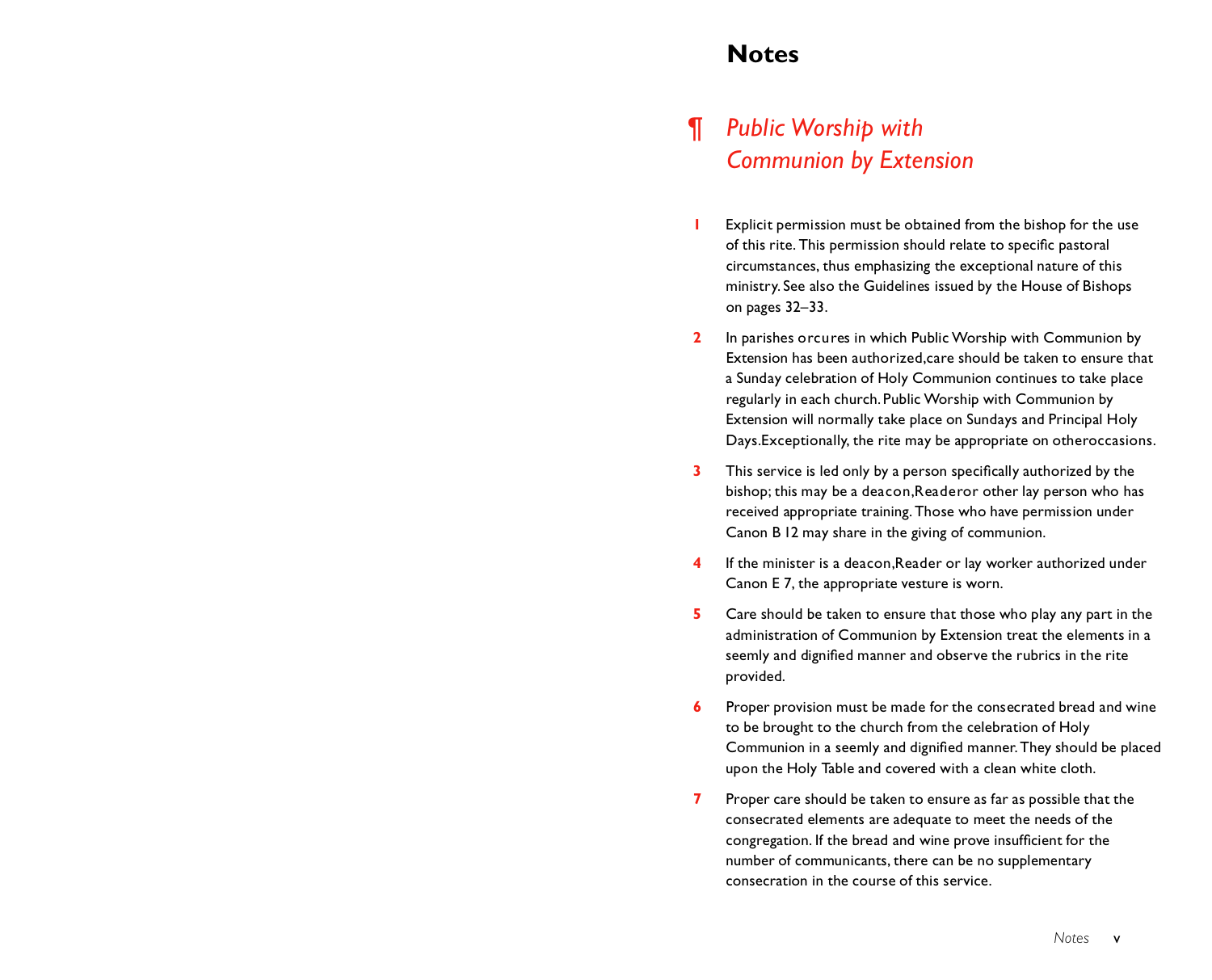# Notes

## ¶ *Public Worship with Communion by Extension*

**1** Explicit permission must be obtained from the bishop for the use of this rite. This permission should relate to specific pastoral circumstances, thus emphasizing the exceptional nature of this ministry. See also the Guidelines issued by the House of Bishops on pages 32–33.

**2** In parishes orcures in which Public Worship with Communion by Extension has been authorized,care should be taken to ensure that a Sunday celebration of Holy Communion continues to take place regularly in each church. Public Worship with Communion by Extension will normally take place on Sundays and Principal Holy Days.Exceptionally, the rite may be appropriate on otheroccasions.

**3** This service is led only by a person specifically authorized by the bishop; this may be a deacon,Readeror other lay person who has received appropriate training. Those who have permission under Canon B 12 may share in the giving of communion.

**4** If the minister is a deacon,Reader or lay worker authorized under Canon E 7, the appropriate vesture is worn.

**5** Care should be taken to ensure that those who play any part in the administration of Communion by Extension treat the elements in a seemly and dignified manner and observe the rubrics in the rite provided.

**6** Proper provision must be made for the consecrated bread and wine to be brought to the church from the celebration of Holy Communion in a seemly and dignified manner. They should be placed upon the Holy Table and covered with a clean white cloth.

**7** Proper care should be taken to ensure as far as possible that the consecrated elements are adequate to meet the needs of the congregation. If the bread and wine prove insufficient for the number of communicants, there can be no supplementary consecration in the course of this service.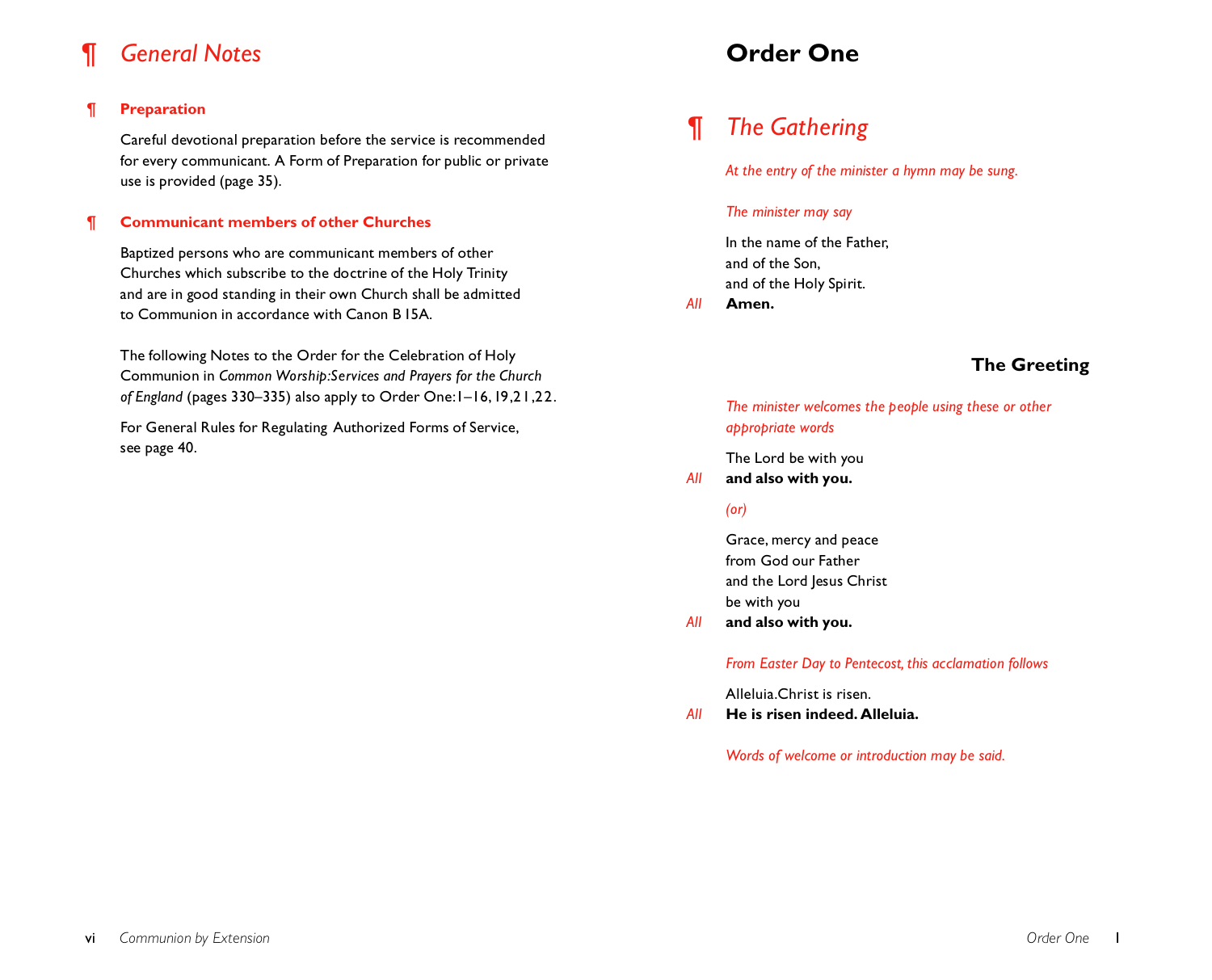# ¶ *General Notes*

## ¶ Preparation

Careful devotional preparation before the service is recommended for every communicant. A Form of Preparation for public or private use is provided (page 35).

## ¶ Communicant members of other Churches

Baptized persons who are communicant members of other Churches which subscribe to the doctrine of the Holy Trinity and are in good standing in their own Church shall be admitted to Communion in accordance with Canon B 15A.

The following Notes to the Order for the Celebration of Holy Communion in *Common Worship: Services and Prayers for the Church of England* (pages 330–335) also apply to Order One: 1–16, 19, 21, 22.

For General Rules for Regulating Authorized Forms of Service, see page 40.

# Order One

## ¶ *The Gathering*

*At the entry of the minister a hymn may be sung.*

*The minister may say*

In the name of the Father,
and of the Son,
and of the Holy Spirit.

*All* **Amen.**

### The Greeting

*The minister welcomes the people using these or other appropriate words*

The Lord be with you

*All* **and also with you.**

*(or)*

Grace, mercy and peace
from God our Father
and the Lord Jesus Christ
be with you

*All* **and also with you.**

*From Easter Day to Pentecost, this acclamation follows*

Alleluia. Christ is risen.

*All* **He is risen indeed. Alleluia.**

*Words of welcome or introduction may be said.*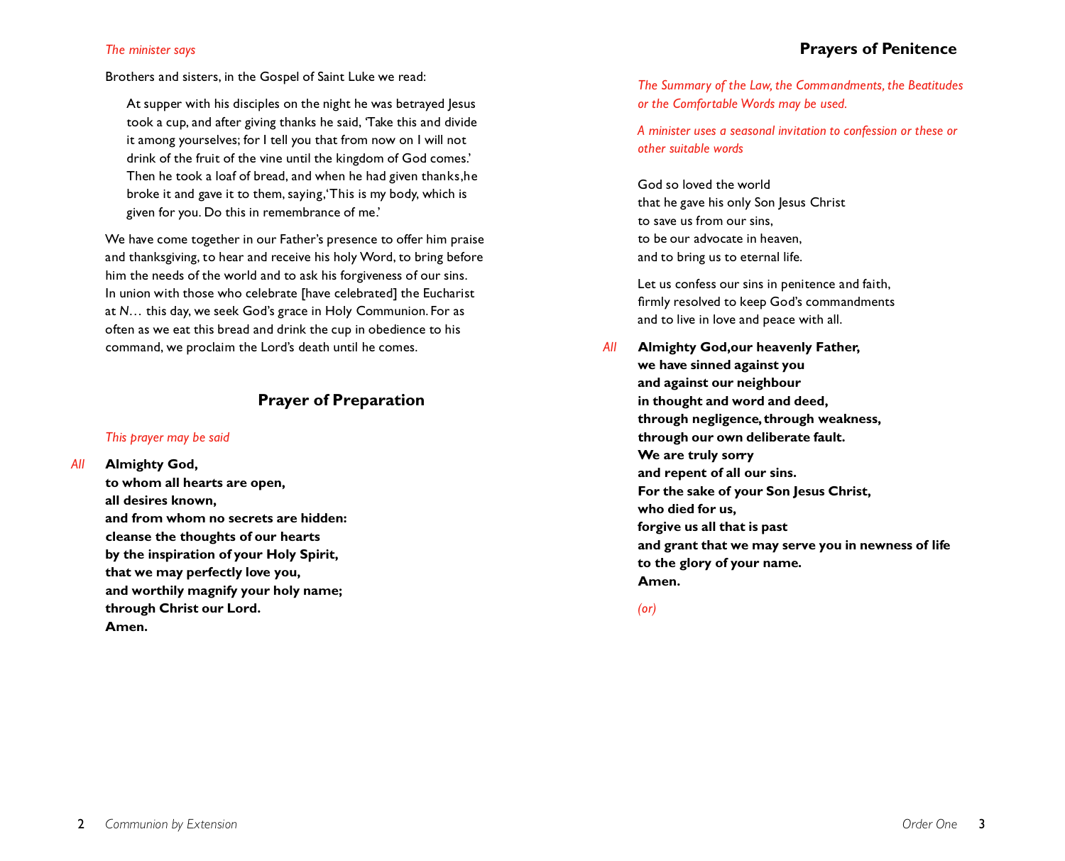*The minister says*

Brothers and sisters, in the Gospel of Saint Luke we read:

> At supper with his disciples on the night he was betrayed Jesus took a cup, and after giving thanks he said, 'Take this and divide it among yourselves; for I tell you that from now on I will not drink of the fruit of the vine until the kingdom of God comes.' Then he took a loaf of bread, and when he had given thanks, he broke it and gave it to them, saying, 'This is my body, which is given for you. Do this in remembrance of me.'

We have come together in our Father's presence to offer him praise and thanksgiving, to hear and receive his holy Word, to bring before him the needs of the world and to ask his forgiveness of our sins. In union with those who celebrate [have celebrated] the Eucharist at *N*… this day, we seek God's grace in Holy Communion. For as often as we eat this bread and drink the cup in obedience to his command, we proclaim the Lord's death until he comes.

## Prayer of Preparation

*This prayer may be said*

*All* **Almighty God,**
**to whom all hearts are open,**
**all desires known,**
**and from whom no secrets are hidden:**
**cleanse the thoughts of our hearts**
**by the inspiration of your Holy Spirit,**
**that we may perfectly love you,**
**and worthily magnify your holy name;**
**through Christ our Lord.**
**Amen.**

## Prayers of Penitence

*The Summary of the Law, the Commandments, the Beatitudes or the Comfortable Words may be used.*

*A minister uses a seasonal invitation to confession or these or other suitable words*

God so loved the world
that he gave his only Son Jesus Christ
to save us from our sins,
to be our advocate in heaven,
and to bring us to eternal life.

Let us confess our sins in penitence and faith,
firmly resolved to keep God's commandments
and to live in love and peace with all.

*All* **Almighty God, our heavenly Father,**
**we have sinned against you**
**and against our neighbour**
**in thought and word and deed,**
**through negligence, through weakness,**
**through our own deliberate fault.**
**We are truly sorry**
**and repent of all our sins.**
**For the sake of your Son Jesus Christ,**
**who died for us,**
**forgive us all that is past**
**and grant that we may serve you in newness of life**
**to the glory of your name.**
**Amen.**

*(or)*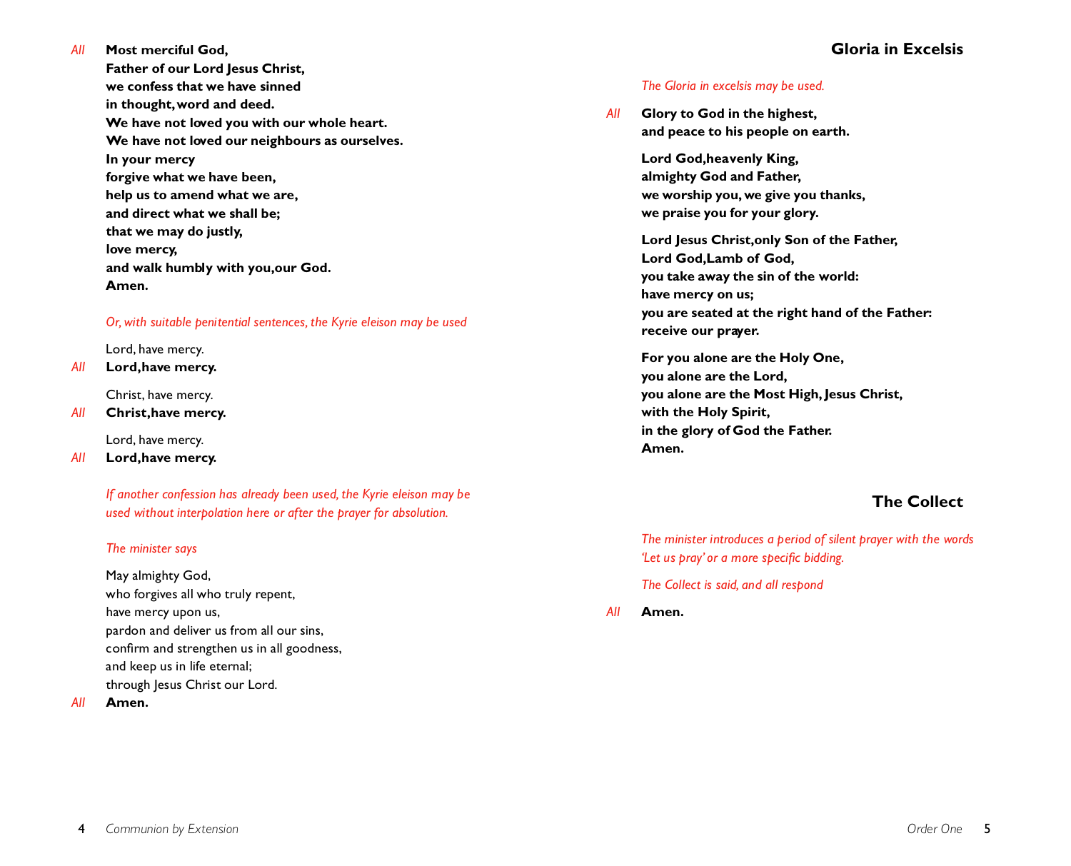*All* **Most merciful God,**
**Father of our Lord Jesus Christ,**
**we confess that we have sinned**
**in thought, word and deed.**
**We have not loved you with our whole heart.**
**We have not loved our neighbours as ourselves.**
**In your mercy**
**forgive what we have been,**
**help us to amend what we are,**
**and direct what we shall be;**
**that we may do justly,**
**love mercy,**
**and walk humbly with you, our God.**
**Amen.**

*Or, with suitable penitential sentences, the Kyrie eleison may be used*

Lord, have mercy.
*All* **Lord, have mercy.**

Christ, have mercy.
*All* **Christ, have mercy.**

Lord, have mercy.
*All* **Lord, have mercy.**

*If another confession has already been used, the Kyrie eleison may be used without interpolation here or after the prayer for absolution.*

*The minister says*

May almighty God,
who forgives all who truly repent,
have mercy upon us,
pardon and deliver us from all our sins,
confirm and strengthen us in all goodness,
and keep us in life eternal;
through Jesus Christ our Lord.
*All* **Amen.**

## Gloria in Excelsis

*The Gloria in excelsis may be used.*

*All* **Glory to God in the highest,**
**and peace to his people on earth.**

**Lord God, heavenly King,**
**almighty God and Father,**
**we worship you, we give you thanks,**
**we praise you for your glory.**

**Lord Jesus Christ, only Son of the Father,**
**Lord God, Lamb of God,**
**you take away the sin of the world:**
**have mercy on us;**
**you are seated at the right hand of the Father:**
**receive our prayer.**

**For you alone are the Holy One,**
**you alone are the Lord,**
**you alone are the Most High, Jesus Christ,**
**with the Holy Spirit,**
**in the glory of God the Father.**
**Amen.**

## The Collect

*The minister introduces a period of silent prayer with the words 'Let us pray' or a more specific bidding.*

*The Collect is said, and all respond*

*All* **Amen.**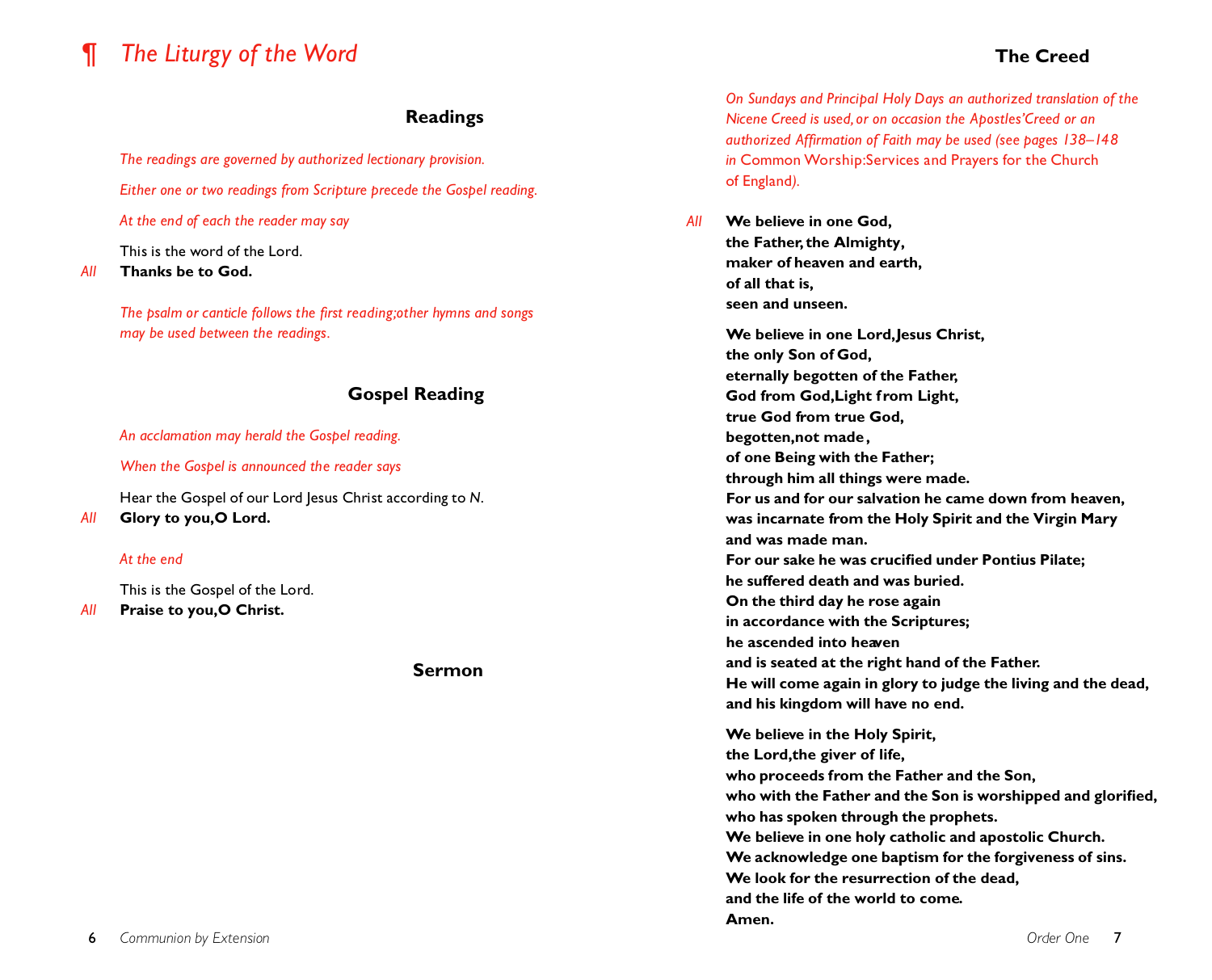# ¶ *The Liturgy of the Word*

## Readings

*The readings are governed by authorized lectionary provision.*

*Either one or two readings from Scripture precede the Gospel reading.*

*At the end of each reader may say*

This is the word of the Lord.
*All* **Thanks be to God.**

*The psalm or canticle follows the first reading; other hymns and songs may be used between the readings.*

## Gospel Reading

*An acclamation may herald the Gospel reading.*

*When the Gospel is announced the reader says*

Hear the Gospel of our Lord Jesus Christ according to *N*.
*All* **Glory to you, O Lord.**

*At the end*

This is the Gospel of the Lord.
*All* **Praise to you, O Christ.**

## Sermon

## The Creed

*On Sundays and Principal Holy Days an authorized translation of the Nicene Creed is used, or on occasion the Apostles' Creed or an authorized Affirmation of Faith may be used (see pages 138–148 in* Common Worship: Services and Prayers for the Church of England*).*

*All* **We believe in one God,
the Father, the Almighty,
maker of heaven and earth,
of all that is,
seen and unseen.**

**We believe in one Lord, Jesus Christ,
the only Son of God,
eternally begotten of the Father,
God from God, Light from Light,
true God from true God,
begotten, not made,
of one Being with the Father;
through him all things were made.
For us and for our salvation he came down from heaven,
was incarnate from the Holy Spirit and the Virgin Mary
and was made man.
For our sake he was crucified under Pontius Pilate;
he suffered death and was buried.
On the third day he rose again
in accordance with the Scriptures;
he ascended into heaven
and is seated at the right hand of the Father.
He will come again in glory to judge the living and the dead,
and his kingdom will have no end.**

**We believe in the Holy Spirit,
the Lord, the giver of life,
who proceeds from the Father and the Son,
who with the Father and the Son is worshipped and glorified,
who has spoken through the prophets.
We believe in one holy catholic and apostolic Church.
We acknowledge one baptism for the forgiveness of sins.
We look for the resurrection of the dead,
and the life of the world to come.
Amen.**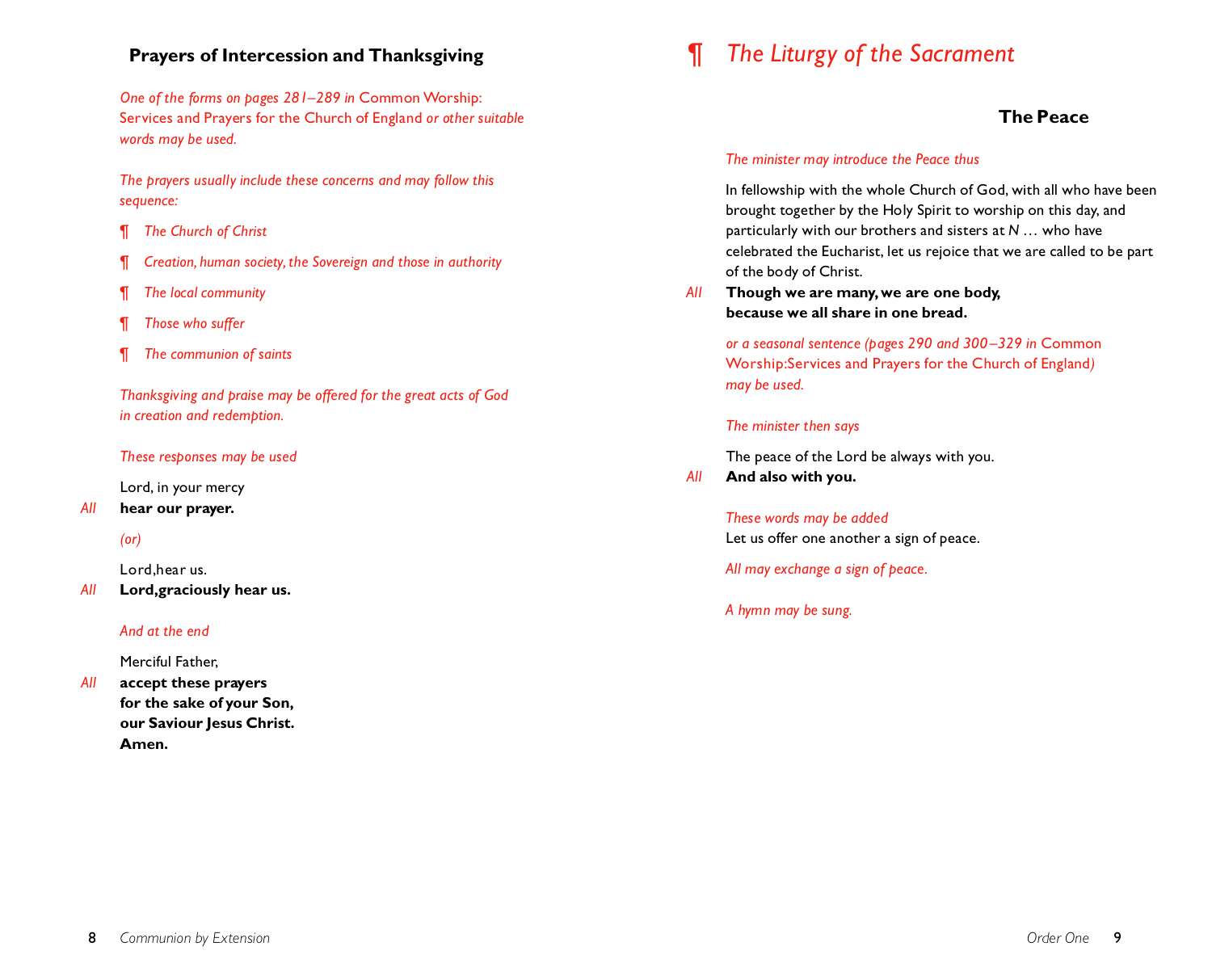### Prayers of Intercession and Thanksgiving

*One of the forms on pages 281–289 in* Common Worship: Services and Prayers for the Church of England *or other suitable words may be used.*

*The prayers usually include these concerns and may follow this sequence:*

¶ *The Church of Christ*

¶ *Creation, human society, the Sovereign and those in authority*

¶ *The local community*

¶ *Those who suffer*

¶ *The communion of saints*

*Thanksgiving and praise may be offered for the great acts of God in creation and redemption.*

*These responses may be used*

Lord, in your mercy
*All* **hear our prayer.**

*(or)*

Lord, hear us.
*All* **Lord, graciously hear us.**

*And at the end*

Merciful Father,
*All* **accept these prayers**
**for the sake of your Son,**
**our Saviour Jesus Christ.**
**Amen.**

# ¶ *The Liturgy of the Sacrament*

### The Peace

*The minister may introduce the Peace thus*

In fellowship with the whole Church of God, with all who have been brought together by the Holy Spirit to worship on this day, and particularly with our brothers and sisters at *N* … who have celebrated the Eucharist, let us rejoice that we are called to be part of the body of Christ.
*All* **Though we are many, we are one body,**
**because we all share in one bread.**

*or a seasonal sentence (pages 290 and 300–329 in* Common Worship: Services and Prayers for the Church of England*) may be used.*

*The minister then says*

The peace of the Lord be always with you.
*All* **And also with you.**

*These words may be added*
Let us offer one another a sign of peace.

*All may exchange a sign of peace.*

*A hymn may be sung.*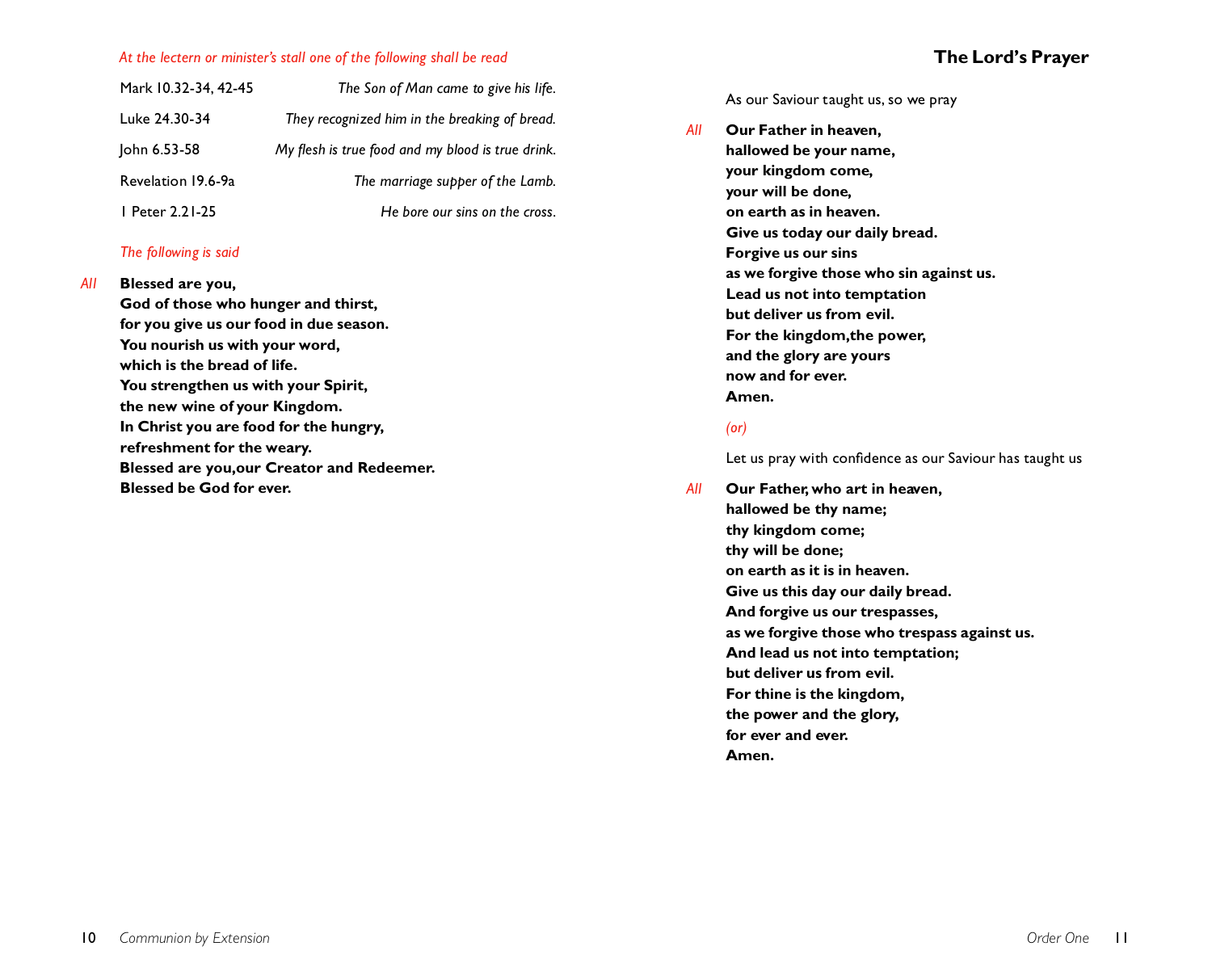*At the lectern or minister's stall one of the following shall be read*

| | |
|---|---|
| Mark 10.32-34, 42-45 | *The Son of Man came to give his life.* |
| Luke 24.30-34 | *They recognized him in the breaking of bread.* |
| John 6.53-58 | *My flesh is true food and my blood is true drink.* |
| Revelation 19.6-9a | *The marriage supper of the Lamb.* |
| 1 Peter 2.21-25 | *He bore our sins on the cross.* |

*The following is said*

*All* **Blessed are you,**
**God of those who hunger and thirst,**
**for you give us our food in due season.**
**You nourish us with your word,**
**which is the bread of life.**
**You strengthen us with your Spirit,**
**the new wine of your Kingdom.**
**In Christ you are food for the hungry,**
**refreshment for the weary.**
**Blessed are you, our Creator and Redeemer.**
**Blessed be God for ever.**

## The Lord's Prayer

As our Saviour taught us, so we pray

*All* **Our Father in heaven,**
**hallowed be your name,**
**your kingdom come,**
**your will be done,**
**on earth as in heaven.**
**Give us today our daily bread.**
**Forgive us our sins**
**as we forgive those who sin against us.**
**Lead us not into temptation**
**but deliver us from evil.**
**For the kingdom, the power,**
**and the glory are yours**
**now and for ever.**
**Amen.**

*(or)*

Let us pray with confidence as our Saviour has taught us

*All* **Our Father, who art in heaven,**
**hallowed be thy name;**
**thy kingdom come;**
**thy will be done;**
**on earth as it is in heaven.**
**Give us this day our daily bread.**
**And forgive us our trespasses,**
**as we forgive those who trespass against us.**
**And lead us not into temptation;**
**but deliver us from evil.**
**For thine is the kingdom,**
**the power and the glory,**
**for ever and ever.**
**Amen.**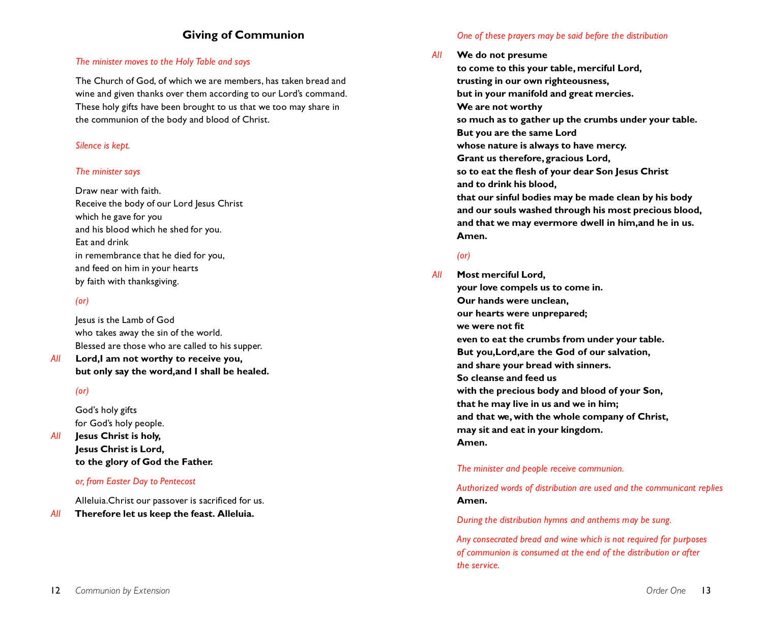## Giving of Communion

*The minister moves to the Holy Table and says*

The Church of God, of which we are members, has taken bread and wine and given thanks over them according to our Lord's command. These holy gifts have been brought to us that we too may share in the communion of the body and blood of Christ.

*Silence is kept.*

*The minister says*

Draw near with faith.
Receive the body of our Lord Jesus Christ
which he gave for you
and his blood which he shed for you.
Eat and drink
in remembrance that he died for you,
and feed on him in your hearts
by faith with thanksgiving.

*(or)*

Jesus is the Lamb of God
who takes away the sin of the world.
Blessed are those who are called to his supper.

*All* **Lord, I am not worthy to receive you,
but only say the word, and I shall be healed.**

*(or)*

God's holy gifts
for God's holy people.

*All* **Jesus Christ is holy,
Jesus Christ is Lord,
to the glory of God the Father.**

*or, from Easter Day to Pentecost*

Alleluia. Christ our passover is sacrificed for us.

*All* **Therefore let us keep the feast. Alleluia.**

*One of these prayers may be said before the distribution*

*All* **We do not presume
to come to this your table, merciful Lord,
trusting in our own righteousness,
but in your manifold and great mercies.
We are not worthy
so much as to gather up the crumbs under your table.
But you are the same Lord
whose nature is always to have mercy.
Grant us therefore, gracious Lord,
so to eat the flesh of your dear Son Jesus Christ
and to drink his blood,
that our sinful bodies may be made clean by his body
and our souls washed through his most precious blood,
and that we may evermore dwell in him, and he in us.
Amen.**

*(or)*

*All* **Most merciful Lord,
your love compels us to come in.
Our hands were unclean,
our hearts were unprepared;
we were not fit
even to eat the crumbs from under your table.
But you, Lord, are the God of our salvation,
and share your bread with sinners.
So cleanse and feed us
with the precious body and blood of your Son,
that he may live in us and we in him;
and that we, with the whole company of Christ,
may sit and eat in your kingdom.
Amen.**

*The minister and people receive communion.*

*Authorized words of distribution are used and the communicant replies*
**Amen.**

*During the distribution hymns and anthems may be sung.*

*Any consecrated bread and wine which is not required for purposes of communion is consumed at the end of the distribution or after the service.*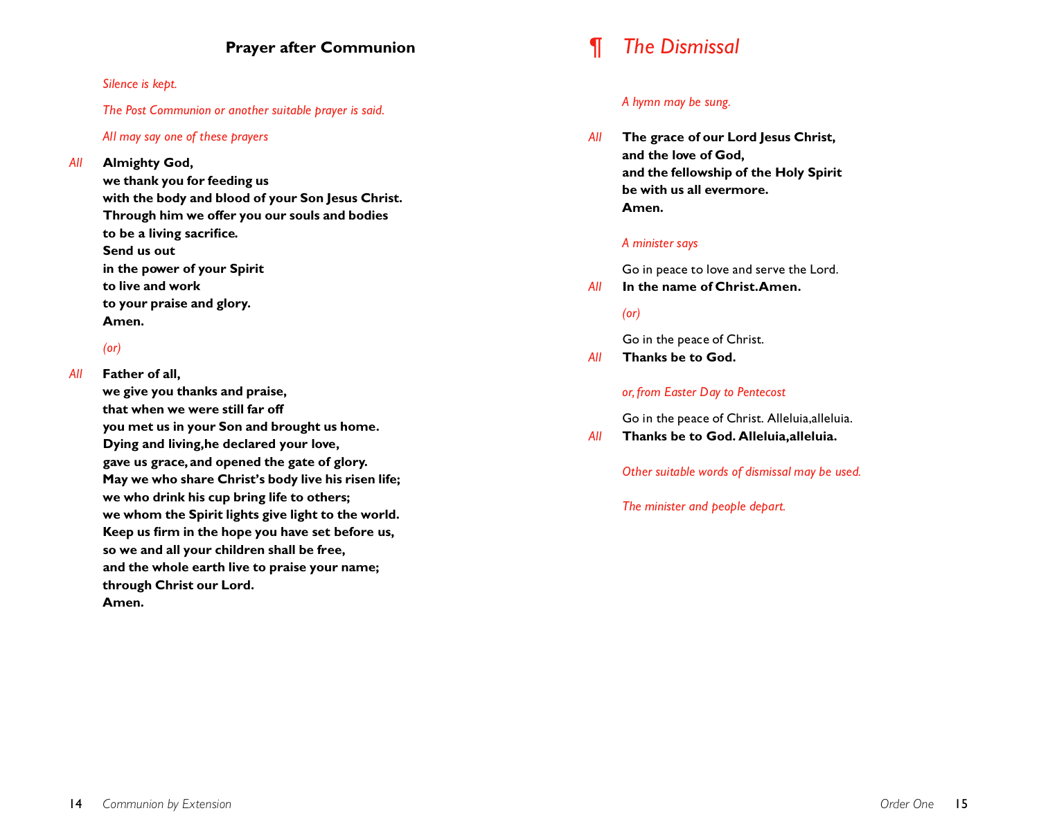## Prayer after Communion

*Silence is kept.*

*The Post Communion or another suitable prayer is said.*

*All may say one of these prayers*

*All* **Almighty God,
we thank you for feeding us
with the body and blood of your Son Jesus Christ.
Through him we offer you our souls and bodies
to be a living sacrifice.
Send us out
in the power of your Spirit
to live and work
to your praise and glory.
Amen.**

*(or)*

*All* **Father of all,
we give you thanks and praise,
that when we were still far off
you met us in your Son and brought us home.
Dying and living,he declared your love,
gave us grace, and opened the gate of glory.
May we who share Christ's body live his risen life;
we who drink his cup bring life to others;
we whom the Spirit lights give light to the world.
Keep us firm in the hope you have set before us,
so we and all your children shall be free,
and the whole earth live to praise your name;
through Christ our Lord.
Amen.**

# ¶ *The Dismissal*

*A hymn may be sung.*

*All* **The grace of our Lord Jesus Christ,
and the love of God,
and the fellowship of the Holy Spirit
be with us all evermore.
Amen.**

*A minister says*

Go in peace to love and serve the Lord.

*All* **In the name of Christ.Amen.**

*(or)*

Go in the peace of Christ.

*All* **Thanks be to God.**

*or, from Easter Day to Pentecost*

Go in the peace of Christ. Alleluia,alleluia.

*All* **Thanks be to God. Alleluia,alleluia.**

*Other suitable words of dismissal may be used.*

*The minister and people depart.*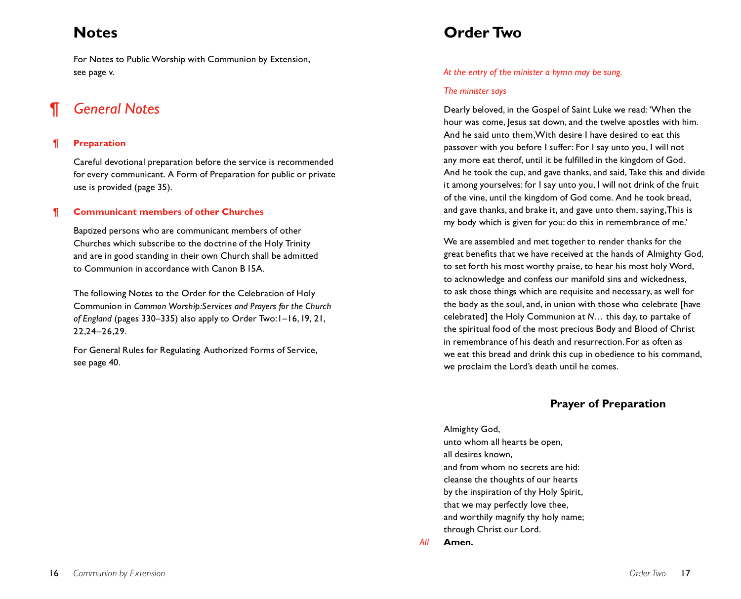# Notes

For Notes to Public Worship with Communion by Extension, see page v.

## ¶ *General Notes*

### ¶ Preparation

Careful devotional preparation before the service is recommended for every communicant. A Form of Preparation for public or private use is provided (page 35).

### ¶ Communicant members of other Churches

Baptized persons who are communicant members of other Churches which subscribe to the doctrine of the Holy Trinity and are in good standing in their own Church shall be admitted to Communion in accordance with Canon B 15A.

The following Notes to the Order for the Celebration of Holy Communion in *Common Worship: Services and Prayers for the Church of England* (pages 330–335) also apply to Order Two: 1–16, 19, 21, 22, 24–26, 29.

For General Rules for Regulating Authorized Forms of Service, see page 40.

# Order Two

*At the entry of the minister a hymn may be sung.*

*The minister says*

Dearly beloved, in the Gospel of Saint Luke we read: 'When the hour was come, Jesus sat down, and the twelve apostles with him. And he said unto them, With desire I have desired to eat this passover with you before I suffer: For I say unto you, I will not any more eat therof, until it be fulfilled in the kingdom of God. And he took the cup, and gave thanks, and said, Take this and divide it among yourselves: for I say unto you, I will not drink of the fruit of the vine, until the kingdom of God come. And he took bread, and gave thanks, and brake it, and gave unto them, saying, This is my body which is given for you: do this in remembrance of me.'

We are assembled and met together to render thanks for the great benefits that we have received at the hands of Almighty God, to set forth his most worthy praise, to hear his most holy Word, to acknowledge and confess our manifold sins and wickedness, to ask those things which are requisite and necessary, as well for the body as the soul, and, in union with those who celebrate [have celebrated] the Holy Communion at *N*… this day, to partake of the spiritual food of the most precious Body and Blood of Christ in remembrance of his death and resurrection. For as often as we eat this bread and drink this cup in obedience to his command, we proclaim the Lord's death until he comes.

### Prayer of Preparation

Almighty God,  
unto whom all hearts be open,  
all desires known,  
and from whom no secrets are hid:  
cleanse the thoughts of our hearts  
by the inspiration of thy Holy Spirit,  
that we may perfectly love thee,  
and worthily magnify thy holy name;  
through Christ our Lord.

*All* **Amen.**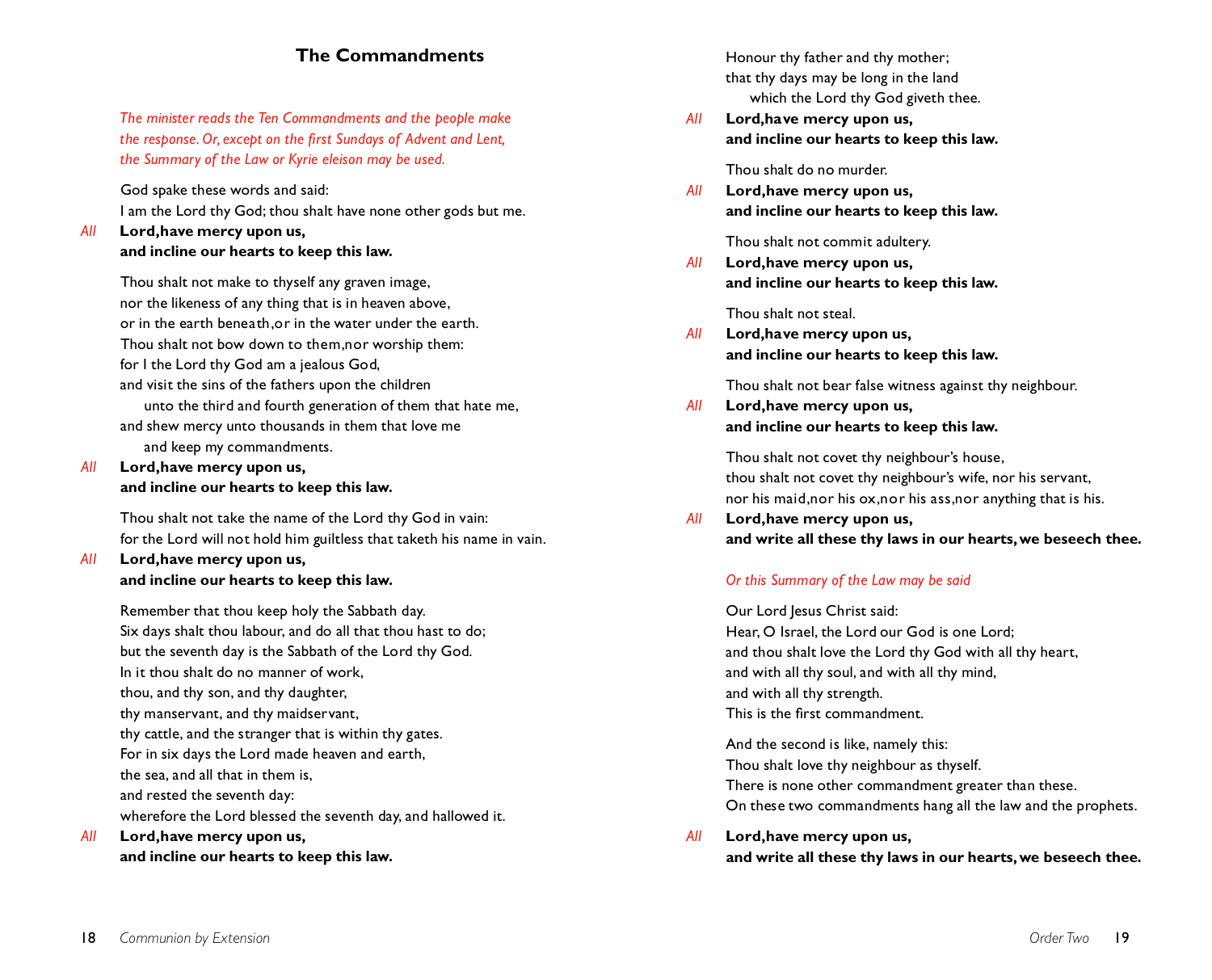## The Commandments

*The minister reads the Ten Commandments and the people make the response. Or, except on the first Sundays of Advent and Lent, the Summary of the Law or Kyrie eleison may be used.*

God spake these words and said:
I am the Lord thy God; thou shalt have none other gods but me.

*All* **Lord, have mercy upon us,**
**and incline our hearts to keep this law.**

Thou shalt not make to thyself any graven image,
nor the likeness of any thing that is in heaven above,
or in the earth beneath, or in the water under the earth.
Thou shalt not bow down to them, nor worship them:
for I the Lord thy God am a jealous God,
and visit the sins of the fathers upon the children
unto the third and fourth generation of them that hate me,
and shew mercy unto thousands in them that love me
and keep my commandments.

*All* **Lord, have mercy upon us,**
**and incline our hearts to keep this law.**

Thou shalt not take the name of the Lord thy God in vain:
for the Lord will not hold him guiltless that taketh his name in vain.

*All* **Lord, have mercy upon us,**
**and incline our hearts to keep this law.**

Remember that thou keep holy the Sabbath day.
Six days shalt thou labour, and do all that thou hast to do;
but the seventh day is the Sabbath of the Lord thy God.
In it thou shalt do no manner of work,
thou, and thy son, and thy daughter,
thy manservant, and thy maidservant,
thy cattle, and the stranger that is within thy gates.
For in six days the Lord made heaven and earth,
the sea, and all that in them is,
and rested the seventh day:
wherefore the Lord blessed the seventh day, and hallowed it.

*All* **Lord, have mercy upon us,**
**and incline our hearts to keep this law.**

Honour thy father and thy mother;
that thy days may be long in the land
which the Lord thy God giveth thee.

*All* **Lord, have mercy upon us,**
**and incline our hearts to keep this law.**

Thou shalt do no murder.

*All* **Lord, have mercy upon us,**
**and incline our hearts to keep this law.**

Thou shalt not commit adultery.

*All* **Lord, have mercy upon us,**
**and incline our hearts to keep this law.**

Thou shalt not steal.

*All* **Lord, have mercy upon us,**
**and incline our hearts to keep this law.**

Thou shalt not bear false witness against thy neighbour.

*All* **Lord, have mercy upon us,**
**and incline our hearts to keep this law.**

Thou shalt not covet thy neighbour's house,
thou shalt not covet thy neighbour's wife, nor his servant,
nor his maid, nor his ox, nor his ass, nor anything that is his.

*All* **Lord, have mercy upon us,**
**and write all these thy laws in our hearts, we beseech thee.**

*Or this Summary of the Law may be said*

Our Lord Jesus Christ said:
Hear, O Israel, the Lord our God is one Lord;
and thou shalt love the Lord thy God with all thy heart,
and with all thy soul, and with all thy mind,
and with all thy strength.
This is the first commandment.

And the second is like, namely this:
Thou shalt love thy neighbour as thyself.
There is none other commandment greater than these.
On these two commandments hang all the law and the prophets.

*All* **Lord, have mercy upon us,**
**and write all these thy laws in our hearts, we beseech thee.**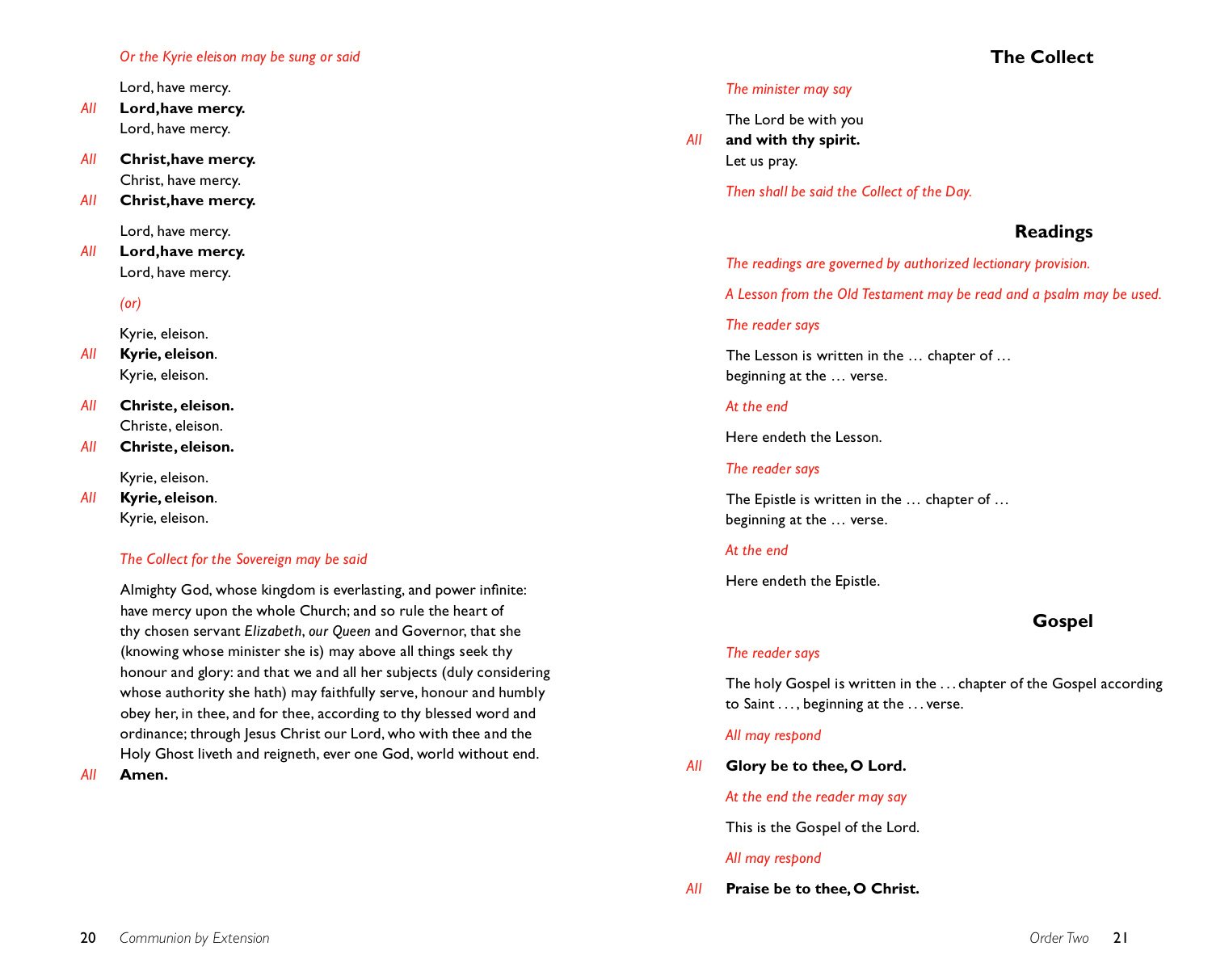*Or the Kyrie eleison may be sung or said*

Lord, have mercy.
*All* **Lord, have mercy.**
Lord, have mercy.

*All* **Christ, have mercy.**
Christ, have mercy.
*All* **Christ, have mercy.**

Lord, have mercy.
*All* **Lord, have mercy.**
Lord, have mercy.

*(or)*

Kyrie, eleison.
*All* **Kyrie, eleison**.
Kyrie, eleison.

*All* **Christe, eleison.**
Christe, eleison.
*All* **Christe, eleison.**

Kyrie, eleison.
*All* **Kyrie, eleison**.
Kyrie, eleison.

*The Collect for the Sovereign may be said*

Almighty God, whose kingdom is everlasting, and power infinite: have mercy upon the whole Church; and so rule the heart of thy chosen servant *Elizabeth*, *our Queen* and Governor, that she (knowing whose minister she is) may above all things seek thy honour and glory: and that we and all her subjects (duly considering whose authority she hath) may faithfully serve, honour and humbly obey her, in thee, and for thee, according to thy blessed word and ordinance; through Jesus Christ our Lord, who with thee and the Holy Ghost liveth and reigneth, ever one God, world without end.
*All* **Amen.**

## The Collect

*The minister may say*

The Lord be with you
*All* **and with thy spirit.**
Let us pray.

*Then shall be said the Collect of the Day.*

## Readings

*The readings are governed by authorized lectionary provision.*

*A Lesson from the Old Testament may be read and a psalm may be used.*

*The reader says*

The Lesson is written in the … chapter of …
beginning at the … verse.

*At the end*

Here endeth the Lesson.

*The reader says*

The Epistle is written in the … chapter of …
beginning at the … verse.

*At the end*

Here endeth the Epistle.

## Gospel

*The reader says*

The holy Gospel is written in the . . . chapter of the Gospel according to Saint . . . , beginning at the . . . verse.

*All may respond*

*All* **Glory be to thee, O Lord.**

*At the end the reader may say*

This is the Gospel of the Lord.

*All may respond*

*All* **Praise be to thee, O Christ.**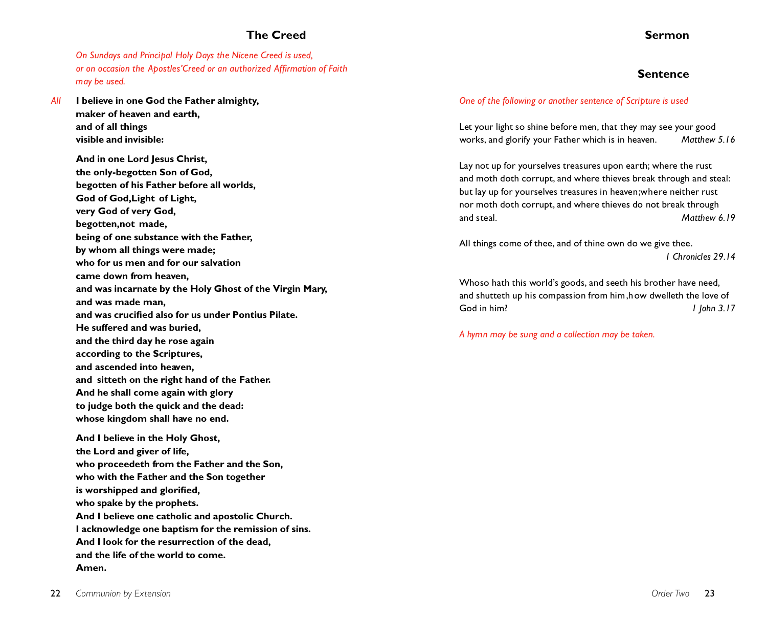## The Creed

*On Sundays and Principal Holy Days the Nicene Creed is used, or on occasion the Apostles'Creed or an authorized Affirmation of Faith may be used.*

*All* **I believe in one God the Father almighty,
maker of heaven and earth,
and of all things
visible and invisible:**

**And in one Lord Jesus Christ,
the only-begotten Son of God,
begotten of his Father before all worlds,
God of God,Light of Light,
very God of very God,
begotten,not made,
being of one substance with the Father,
by whom all things were made;
who for us men and for our salvation
came down from heaven,
and was incarnate by the Holy Ghost of the Virgin Mary,
and was made man,
and was crucified also for us under Pontius Pilate.
He suffered and was buried,
and the third day he rose again
according to the Scriptures,
and ascended into heaven,
and sitteth on the right hand of the Father.
And he shall come again with glory
to judge both the quick and the dead:
whose kingdom shall have no end.**

**And I believe in the Holy Ghost,
the Lord and giver of life,
who proceedeth from the Father and the Son,
who with the Father and the Son together
is worshipped and glorified,
who spake by the prophets.
And I believe one catholic and apostolic Church.
I acknowledge one baptism for the remission of sins.
And I look for the resurrection of the dead,
and the life of the world to come.
Amen.**

## Sermon

## Sentence

*One of the following or another sentence of Scripture is used*

Let your light so shine before men, that they may see your good works, and glorify your Father which is in heaven. *Matthew 5.16*

Lay not up for yourselves treasures upon earth; where the rust and moth doth corrupt, and where thieves break through and steal: but lay up for yourselves treasures in heaven;where neither rust nor moth doth corrupt, and where thieves do not break through and steal. *Matthew 6.19*

All things come of thee, and of thine own do we give thee. *1 Chronicles 29.14*

Whoso hath this world's goods, and seeth his brother have need, and shutteth up his compassion from him,how dwelleth the love of God in him? *1 John 3.17*

*A hymn may be sung and a collection may be taken.*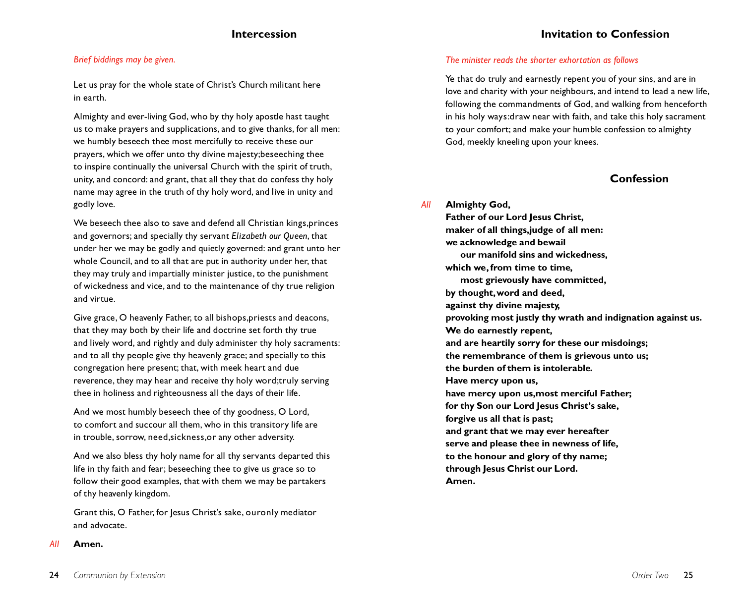## Intercession

*Brief biddings may be given.*

Let us pray for the whole state of Christ's Church militant here in earth.

Almighty and ever-living God, who by thy holy apostle hast taught us to make prayers and supplications, and to give thanks, for all men: we humbly beseech thee most mercifully to receive these our prayers, which we offer unto thy divine majesty;beseeching thee to inspire continually the universal Church with the spirit of truth, unity, and concord: and grant, that all they that do confess thy holy name may agree in the truth of thy holy word, and live in unity and godly love.

We beseech thee also to save and defend all Christian kings,princes and governors; and specially thy servant *Elizabeth our Queen*, that under her we may be godly and quietly governed: and grant unto her whole Council, and to all that are put in authority under her, that they may truly and impartially minister justice, to the punishment of wickedness and vice, and to the maintenance of thy true religion and virtue.

Give grace, O heavenly Father, to all bishops,priests and deacons, that they may both by their life and doctrine set forth thy true and lively word, and rightly and duly administer thy holy sacraments: and to all thy people give thy heavenly grace; and specially to this congregation here present; that, with meek heart and due reverence, they may hear and receive thy holy word;truly serving thee in holiness and righteousness all the days of their life.

And we most humbly beseech thee of thy goodness, O Lord, to comfort and succour all them, who in this transitory life are in trouble, sorrow, need,sickness,or any other adversity.

And we also bless thy holy name for all thy servants departed this life in thy faith and fear; beseeching thee to give us grace so to follow their good examples, that with them we may be partakers of thy heavenly kingdom.

Grant this, O Father, for Jesus Christ's sake, ouronly mediator and advocate.

*All* **Amen.**

## Invitation to Confession

*The minister reads the shorter exhortation as follows*

Ye that do truly and earnestly repent you of your sins, and are in love and charity with your neighbours, and intend to lead a new life, following the commandments of God, and walking from henceforth in his holy ways:draw near with faith, and take this holy sacrament to your comfort; and make your humble confession to almighty God, meekly kneeling upon your knees.

## Confession

*All* **Almighty God,**
**Father of our Lord Jesus Christ,**
**maker of all things,judge of all men:**
**we acknowledge and bewail**
**our manifold sins and wickedness,**
**which we, from time to time,**
**most grievously have committed,**
**by thought, word and deed,**
**against thy divine majesty,**
**provoking most justly thy wrath and indignation against us.**
**We do earnestly repent,**
**and are heartily sorry for these our misdoings;**
**the remembrance of them is grievous unto us;**
**the burden of them is intolerable.**
**Have mercy upon us,**
**have mercy upon us,most merciful Father;**
**for thy Son our Lord Jesus Christ's sake,**
**forgive us all that is past;**
**and grant that we may ever hereafter**
**serve and please thee in newness of life,**
**to the honour and glory of thy name;**
**through Jesus Christ our Lord.**
**Amen.**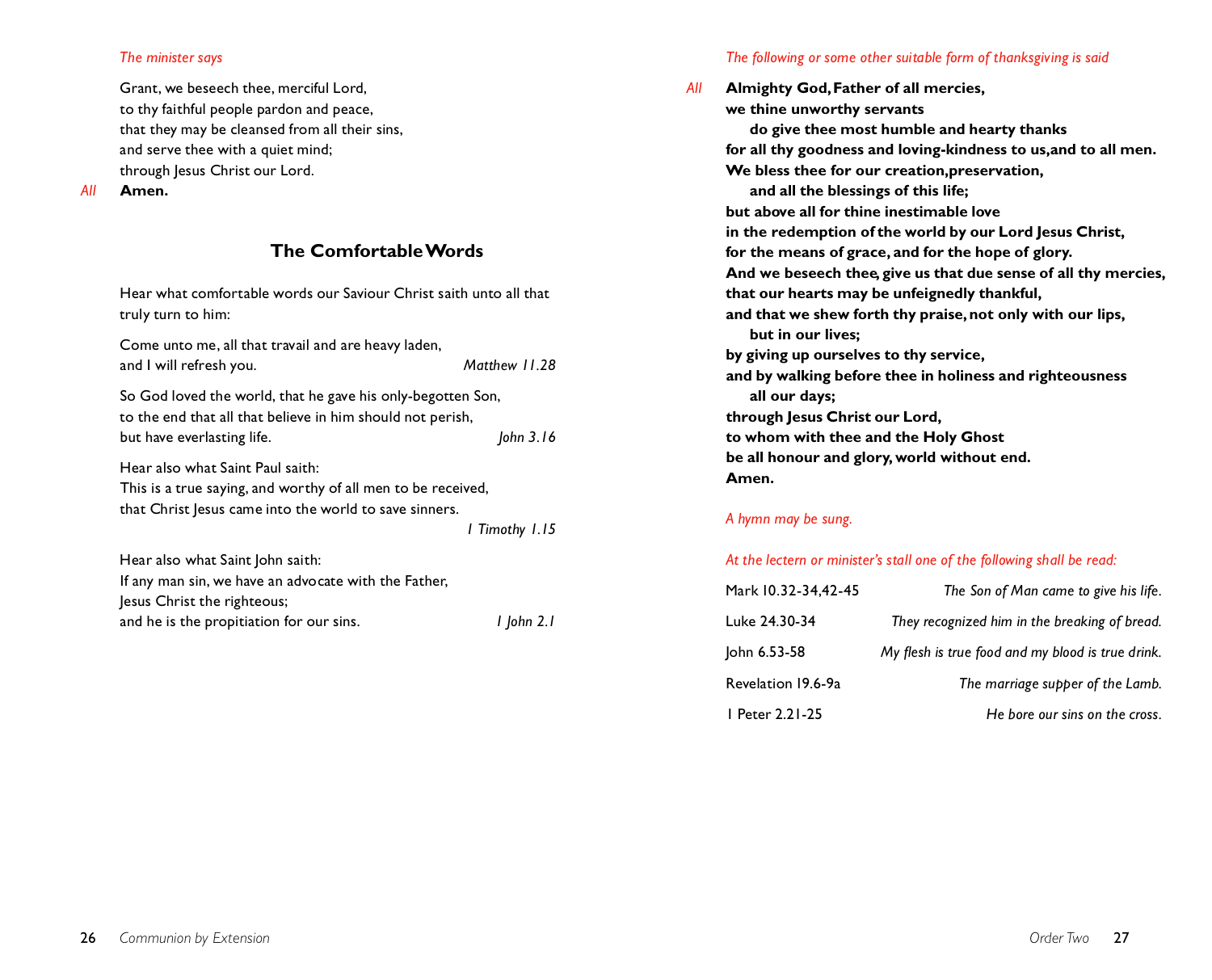*The minister says*

Grant, we beseech thee, merciful Lord,
to thy faithful people pardon and peace,
that they may be cleansed from all their sins,
and serve thee with a quiet mind;
through Jesus Christ our Lord.

*All* **Amen.**

## The Comfortable Words

Hear what comfortable words our Saviour Christ saith unto all that truly turn to him:

Come unto me, all that travail and are heavy laden,
and I will refresh you. *Matthew 11.28*

So God loved the world, that he gave his only-begotten Son,
to the end that all that believe in him should not perish,
but have everlasting life. *John 3.16*

Hear also what Saint Paul saith:
This is a true saying, and worthy of all men to be received,
that Christ Jesus came into the world to save sinners. *1 Timothy 1.15*

Hear also what Saint John saith:
If any man sin, we have an advocate with the Father,
Jesus Christ the righteous;
and he is the propitiation for our sins. *1 John 2.1*

*The following or some other suitable form of thanksgiving is said*

*All* **Almighty God, Father of all mercies,
we thine unworthy servants
do give thee most humble and hearty thanks
for all thy goodness and loving-kindness to us, and to all men.
We bless thee for our creation, preservation,
and all the blessings of this life;
but above all for thine inestimable love
in the redemption of the world by our Lord Jesus Christ,
for the means of grace, and for the hope of glory.
And we beseech thee, give us that due sense of all thy mercies,
that our hearts may be unfeignedly thankful,
and that we shew forth thy praise, not only with our lips,
but in our lives;
by giving up ourselves to thy service,
and by walking before thee in holiness and righteousness
all our days;
through Jesus Christ our Lord,
to whom with thee and the Holy Ghost
be all honour and glory, world without end.
Amen.**

*A hymn may be sung.*

*At the lectern or minister's stall one of the following shall be read:*

| | |
|---|---|
| Mark 10.32-34,42-45 | *The Son of Man came to give his life.* |
| Luke 24.30-34 | *They recognized him in the breaking of bread.* |
| John 6.53-58 | *My flesh is true food and my blood is true drink.* |
| Revelation 19.6-9a | *The marriage supper of the Lamb.* |
| 1 Peter 2.21-25 | *He bore our sins on the cross.* |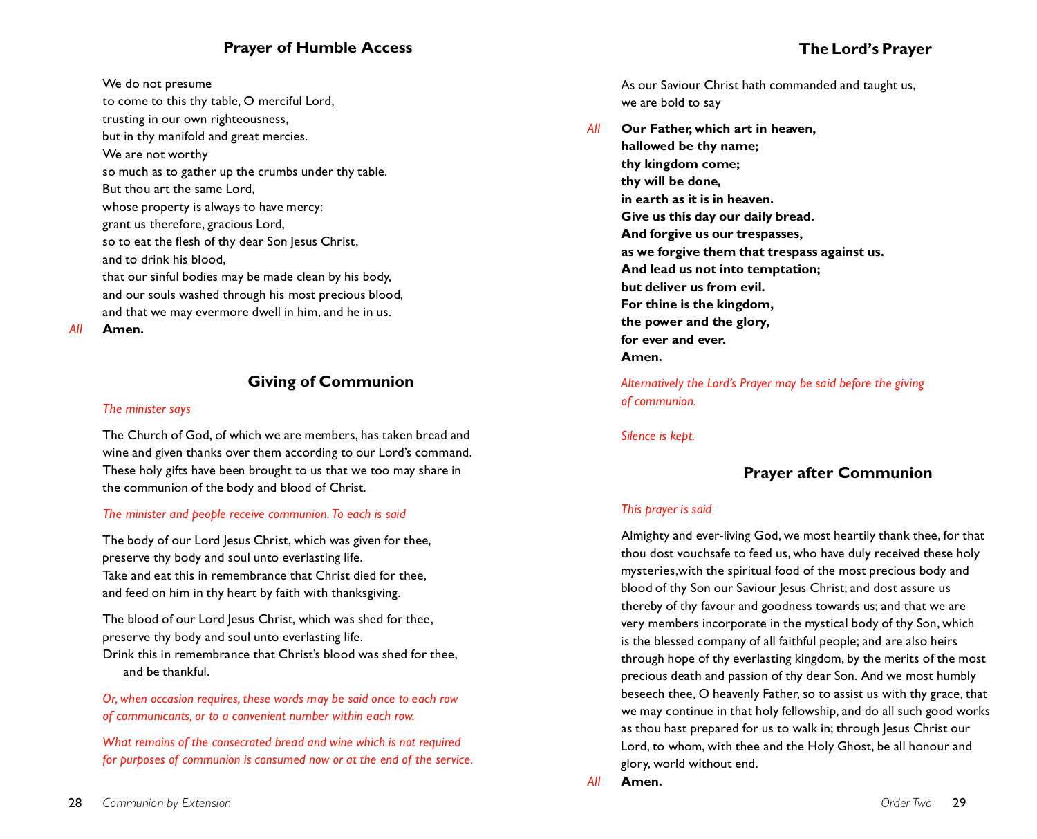## Prayer of Humble Access

We do not presume
to come to this thy table, O merciful Lord,
trusting in our own righteousness,
but in thy manifold and great mercies.
We are not worthy
so much as to gather up the crumbs under thy table.
But thou art the same Lord,
whose property is always to have mercy:
grant us therefore, gracious Lord,
so to eat the flesh of thy dear Son Jesus Christ,
and to drink his blood,
that our sinful bodies may be made clean by his body,
and our souls washed through his most precious blood,
and that we may evermore dwell in him, and he in us.

*All* **Amen.**

## Giving of Communion

*The minister says*

The Church of God, of which we are members, has taken bread and wine and given thanks over them according to our Lord's command. These holy gifts have been brought to us that we too may share in the communion of the body and blood of Christ.

*The minister and people receive communion. To each is said*

The body of our Lord Jesus Christ, which was given for thee,
preserve thy body and soul unto everlasting life.
Take and eat this in remembrance that Christ died for thee,
and feed on him in thy heart by faith with thanksgiving.

The blood of our Lord Jesus Christ, which was shed for thee,
preserve thy body and soul unto everlasting life.
Drink this in remembrance that Christ's blood was shed for thee,
and be thankful.

*Or, when occasion requires, these words may be said once to each row of communicants, or to a convenient number within each row.*

*What remains of the consecrated bread and wine which is not required for purposes of communion is consumed now or at the end of the service.*

## The Lord's Prayer

As our Saviour Christ hath commanded and taught us,
we are bold to say

*All* **Our Father, which art in heaven,**
**hallowed be thy name;**
**thy kingdom come;**
**thy will be done,**
**in earth as it is in heaven.**
**Give us this day our daily bread.**
**And forgive us our trespasses,**
**as we forgive them that trespass against us.**
**And lead us not into temptation;**
**but deliver us from evil.**
**For thine is the kingdom,**
**the power and the glory,**
**for ever and ever.**
**Amen.**

*Alternatively the Lord's Prayer may be said before the giving of communion.*

*Silence is kept.*

## Prayer after Communion

*This prayer is said*

Almighty and ever-living God, we most heartily thank thee, for that thou dost vouchsafe to feed us, who have duly received these holy mysteries,with the spiritual food of the most precious body and blood of thy Son our Saviour Jesus Christ; and dost assure us thereby of thy favour and goodness towards us; and that we are very members incorporate in the mystical body of thy Son, which is the blessed company of all faithful people; and are also heirs through hope of thy everlasting kingdom, by the merits of the most precious death and passion of thy dear Son. And we most humbly beseech thee, O heavenly Father, so to assist us with thy grace, that we may continue in that holy fellowship, and do all such good works as thou hast prepared for us to walk in; through Jesus Christ our Lord, to whom, with thee and the Holy Ghost, be all honour and glory, world without end.

*All* **Amen.**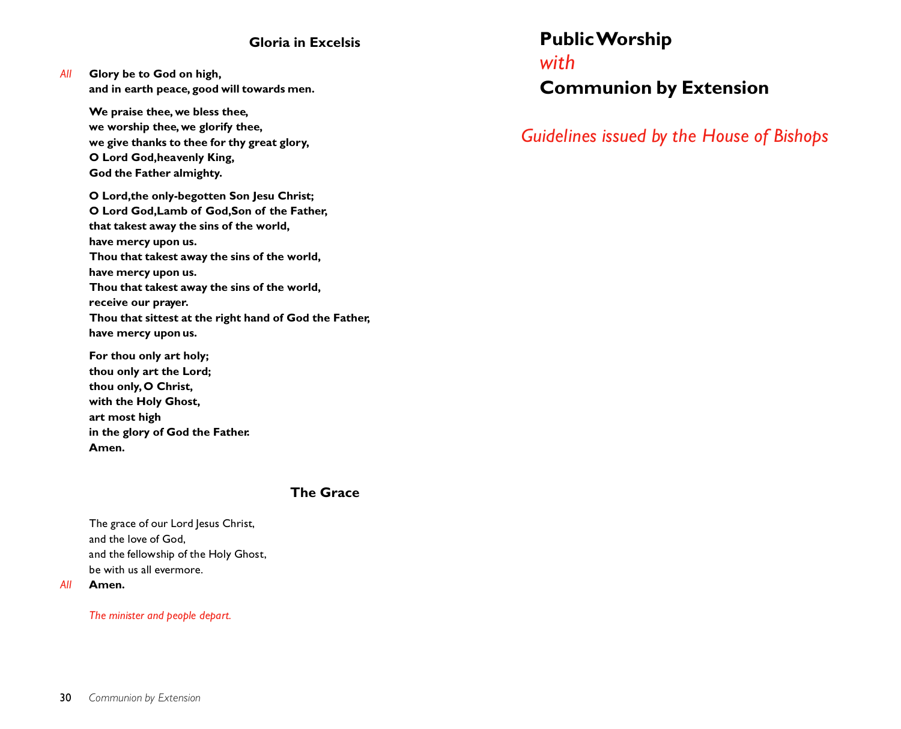## Gloria in Excelsis

*All* **Glory be to God on high,**
**and in earth peace, good will towards men.**

**We praise thee, we bless thee,**
**we worship thee, we glorify thee,**
**we give thanks to thee for thy great glory,**
**O Lord God, heavenly King,**
**God the Father almighty.**

**O Lord, the only-begotten Son Jesu Christ;**
**O Lord God, Lamb of God, Son of the Father,**
**that takest away the sins of the world,**
**have mercy upon us.**
**Thou that takest away the sins of the world,**
**have mercy upon us.**
**Thou that takest away the sins of the world,**
**receive our prayer.**
**Thou that sittest at the right hand of God the Father,**
**have mercy upon us.**

**For thou only art holy;**
**thou only art the Lord;**
**thou only, O Christ,**
**with the Holy Ghost,**
**art most high**
**in the glory of God the Father.**
**Amen.**

## The Grace

The grace of our Lord Jesus Christ,
and the love of God,
and the fellowship of the Holy Ghost,
be with us all evermore.

*All* **Amen.**

*The minister and people depart.*

# Public Worship *with* Communion by Extension

*Guidelines issued by the House of Bishops*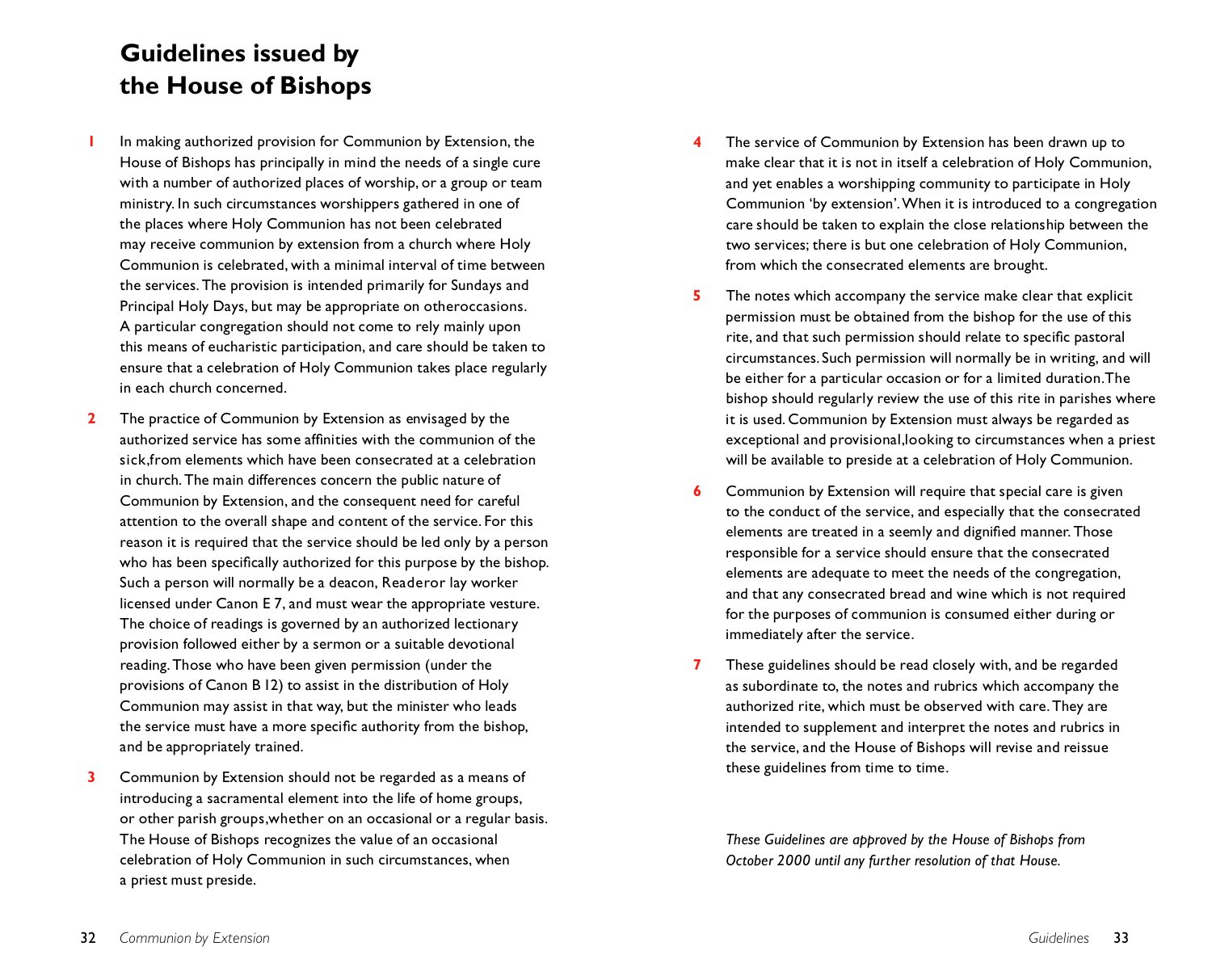# Guidelines issued by the House of Bishops

1. In making authorized provision for Communion by Extension, the House of Bishops has principally in mind the needs of a single cure with a number of authorized places of worship, or a group or team ministry. In such circumstances worshippers gathered in one of the places where Holy Communion has not been celebrated may receive communion by extension from a church where Holy Communion is celebrated, with a minimal interval of time between the services. The provision is intended primarily for Sundays and Principal Holy Days, but may be appropriate on otheroccasions. A particular congregation should not come to rely mainly upon this means of eucharistic participation, and care should be taken to ensure that a celebration of Holy Communion takes place regularly in each church concerned.

2. The practice of Communion by Extension as envisaged by the authorized service has some affinities with the communion of the sick,from elements which have been consecrated at a celebration in church. The main differences concern the public nature of Communion by Extension, and the consequent need for careful attention to the overall shape and content of the service. For this reason it is required that the service should be led only by a person who has been specifically authorized for this purpose by the bishop. Such a person will normally be a deacon, Readeror lay worker licensed under Canon E 7, and must wear the appropriate vesture. The choice of readings is governed by an authorized lectionary provision followed either by a sermon or a suitable devotional reading. Those who have been given permission (under the provisions of Canon B 12) to assist in the distribution of Holy Communion may assist in that way, but the minister who leads the service must have a more specific authority from the bishop, and be appropriately trained.

3. Communion by Extension should not be regarded as a means of introducing a sacramental element into the life of home groups, or other parish groups,whether on an occasional or a regular basis. The House of Bishops recognizes the value of an occasional celebration of Holy Communion in such circumstances, when a priest must preside.

4. The service of Communion by Extension has been drawn up to make clear that it is not in itself a celebration of Holy Communion, and yet enables a worshipping community to participate in Holy Communion 'by extension'. When it is introduced to a congregation care should be taken to explain the close relationship between the two services; there is but one celebration of Holy Communion, from which the consecrated elements are brought.

5. The notes which accompany the service make clear that explicit permission must be obtained from the bishop for the use of this rite, and that such permission should relate to specific pastoral circumstances. Such permission will normally be in writing, and will be either for a particular occasion or for a limited duration. The bishop should regularly review the use of this rite in parishes where it is used. Communion by Extension must always be regarded as exceptional and provisional,looking to circumstances when a priest will be available to preside at a celebration of Holy Communion.

6. Communion by Extension will require that special care is given to the conduct of the service, and especially that the consecrated elements are treated in a seemly and dignified manner. Those responsible for a service should ensure that the consecrated elements are adequate to meet the needs of the congregation, and that any consecrated bread and wine which is not required for the purposes of communion is consumed either during or immediately after the service.

7. These guidelines should be read closely with, and be regarded as subordinate to, the notes and rubrics which accompany the authorized rite, which must be observed with care. They are intended to supplement and interpret the notes and rubrics in the service, and the House of Bishops will revise and reissue these guidelines from time to time.

*These Guidelines are approved by the House of Bishops from October 2000 until any further resolution of that House.*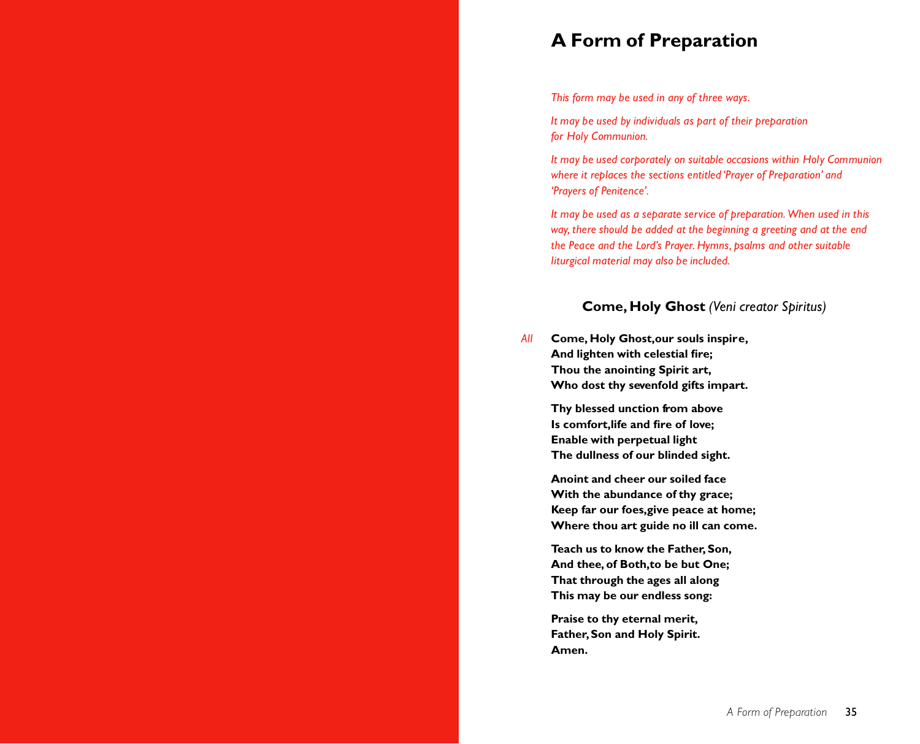# A Form of Preparation

*This form may be used in any of three ways.*

*It may be used by individuals as part of their preparation for Holy Communion.*

*It may be used corporately on suitable occasions within Holy Communion where it replaces the sections entitled 'Prayer of Preparation' and 'Prayers of Penitence'.*

*It may be used as a separate service of preparation. When used in this way, there should be added at the beginning a greeting and at the end the Peace and the Lord's Prayer. Hymns, psalms and other suitable liturgical material may also be included.*

## **Come, Holy Ghost** *(Veni creator Spiritus)*

*All* **Come, Holy Ghost, our souls inspire,**
**And lighten with celestial fire;**
**Thou the anointing Spirit art,**
**Who dost thy sevenfold gifts impart.**

**Thy blessed unction from above**
**Is comfort, life and fire of love;**
**Enable with perpetual light**
**The dullness of our blinded sight.**

**Anoint and cheer our soiled face**
**With the abundance of thy grace;**
**Keep far our foes, give peace at home;**
**Where thou art guide no ill can come.**

**Teach us to know the Father, Son,**
**And thee, of Both, to be but One;**
**That through the ages all along**
**This may be our endless song:**

**Praise to thy eternal merit,**
**Father, Son and Holy Spirit.**
**Amen.**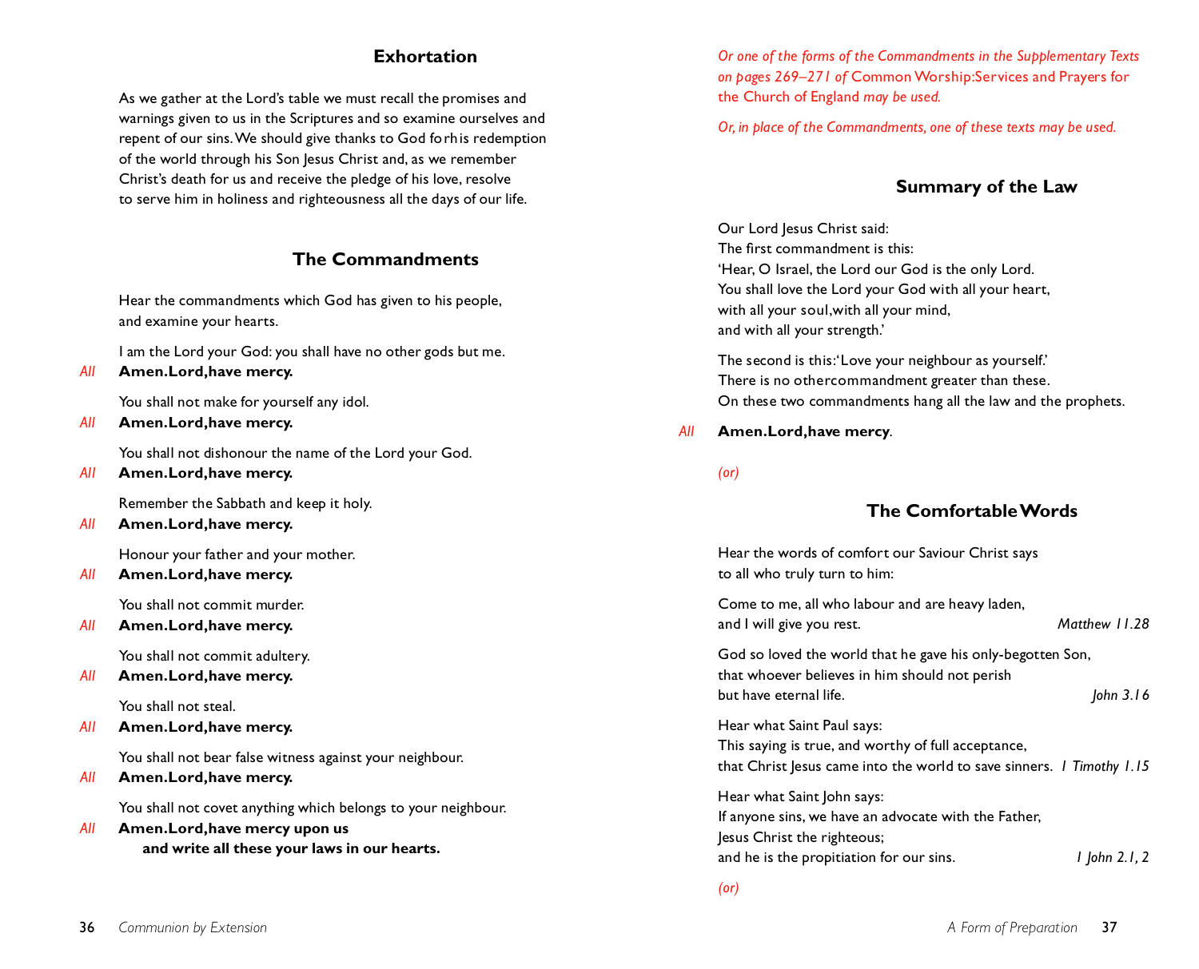## Exhortation

As we gather at the Lord's table we must recall the promises and warnings given to us in the Scriptures and so examine ourselves and repent of our sins. We should give thanks to God for his redemption of the world through his Son Jesus Christ and, as we remember Christ's death for us and receive the pledge of his love, resolve to serve him in holiness and righteousness all the days of our life.

## The Commandments

Hear the commandments which God has given to his people, and examine your hearts.

I am the Lord your God: you shall have no other gods but me.

*All* **Amen. Lord, have mercy.**

You shall not make for yourself any idol.

*All* **Amen. Lord, have mercy.**

You shall not dishonour the name of the Lord your God.

*All* **Amen. Lord, have mercy.**

Remember the Sabbath and keep it holy.

*All* **Amen. Lord, have mercy.**

Honour your father and your mother.

*All* **Amen. Lord, have mercy.**

You shall not commit murder.

*All* **Amen. Lord, have mercy.**

You shall not commit adultery.

*All* **Amen. Lord, have mercy.**

You shall not steal.

*All* **Amen. Lord, have mercy.**

You shall not bear false witness against your neighbour.

*All* **Amen. Lord, have mercy.**

You shall not covet anything which belongs to your neighbour.

*All* **Amen. Lord, have mercy upon us**
**and write all these your laws in our hearts.**

*Or one of the forms of the Commandments in the Supplementary Texts on pages 269–271 of* Common Worship: Services and Prayers for the Church of England *may be used.*

*Or, in place of the Commandments, one of these texts may be used.*

## Summary of the Law

Our Lord Jesus Christ said:
The first commandment is this:
'Hear, O Israel, the Lord our God is the only Lord.
You shall love the Lord your God with all your heart,
with all your soul, with all your mind,
and with all your strength.'

The second is this: 'Love your neighbour as yourself.'
There is no other commandment greater than these.
On these two commandments hang all the law and the prophets.

*All* **Amen. Lord, have mercy**.

*(or)*

## The Comfortable Words

Hear the words of comfort our Saviour Christ says
to all who truly turn to him:

Come to me, all who labour and are heavy laden,
and I will give you rest. *Matthew 11.28*

God so loved the world that he gave his only-begotten Son,
that whoever believes in him should not perish
but have eternal life. *John 3.16*

Hear what Saint Paul says:
This saying is true, and worthy of full acceptance,
that Christ Jesus came into the world to save sinners. *1 Timothy 1.15*

Hear what Saint John says:
If anyone sins, we have an advocate with the Father,
Jesus Christ the righteous;
and he is the propitiation for our sins. *1 John 2.1, 2*

*(or)*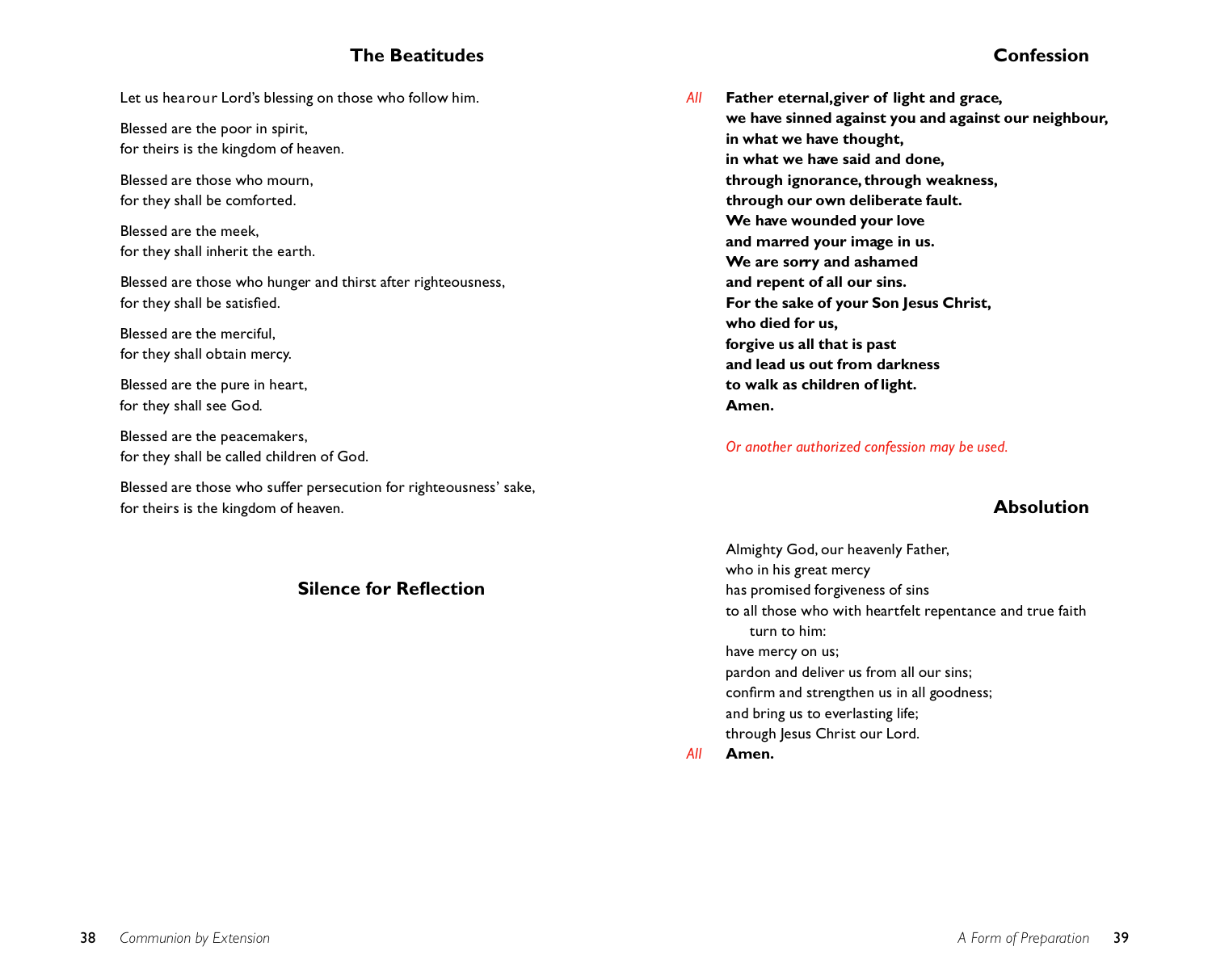## The Beatitudes

Let us hear our Lord's blessing on those who follow him.

Blessed are the poor in spirit,
for theirs is the kingdom of heaven.

Blessed are those who mourn,
for they shall be comforted.

Blessed are the meek,
for they shall inherit the earth.

Blessed are those who hunger and thirst after righteousness,
for they shall be satisfied.

Blessed are the merciful,
for they shall obtain mercy.

Blessed are the pure in heart,
for they shall see God.

Blessed are the peacemakers,
for they shall be called children of God.

Blessed are those who suffer persecution for righteousness' sake,
for theirs is the kingdom of heaven.

## Silence for Reflection

## Confession

*All* **Father eternal, giver of light and grace,
we have sinned against you and against our neighbour,
in what we have thought,
in what we have said and done,
through ignorance, through weakness,
through our own deliberate fault.
We have wounded your love
and marred your image in us.
We are sorry and ashamed
and repent of all our sins.
For the sake of your Son Jesus Christ,
who died for us,
forgive us all that is past
and lead us out from darkness
to walk as children of light.
Amen.**

*Or another authorized confession may be used.*

## Absolution

Almighty God, our heavenly Father,
who in his great mercy
has promised forgiveness of sins
to all those who with heartfelt repentance and true faith
turn to him:
have mercy on us;
pardon and deliver us from all our sins;
confirm and strengthen us in all goodness;
and bring us to everlasting life;
through Jesus Christ our Lord.

*All* **Amen.**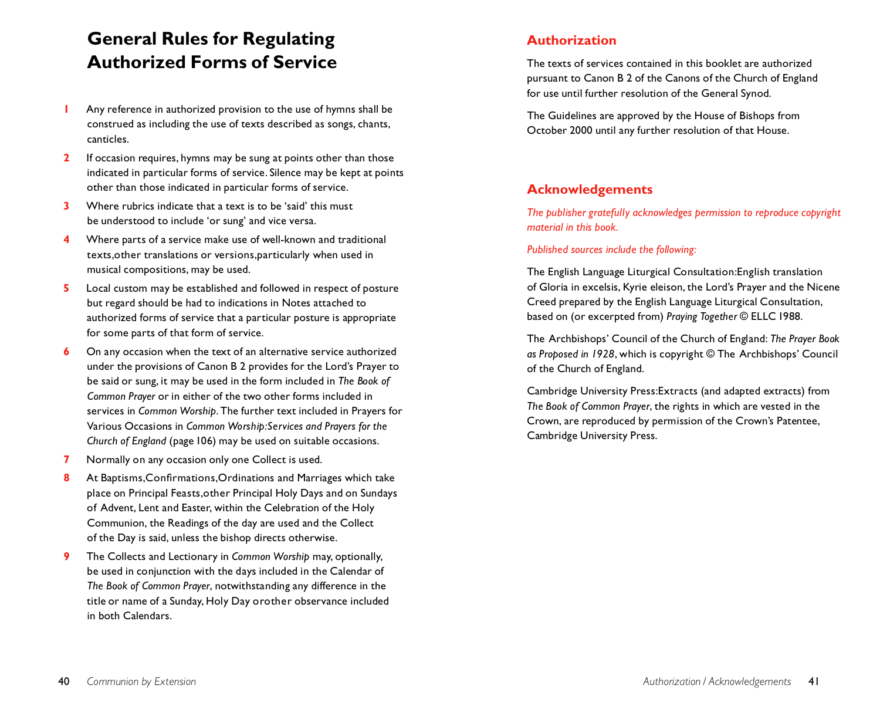# General Rules for Regulating Authorized Forms of Service

1. Any reference in authorized provision to the use of hymns shall be construed as including the use of texts described as songs, chants, canticles.
2. If occasion requires, hymns may be sung at points other than those indicated in particular forms of service. Silence may be kept at points other than those indicated in particular forms of service.
3. Where rubrics indicate that a text is to be 'said' this must be understood to include 'or sung' and vice versa.
4. Where parts of a service make use of well-known and traditional texts,other translations or versions,particularly when used in musical compositions, may be used.
5. Local custom may be established and followed in respect of posture but regard should be had to indications in Notes attached to authorized forms of service that a particular posture is appropriate for some parts of that form of service.
6. On any occasion when the text of an alternative service authorized under the provisions of Canon B 2 provides for the Lord's Prayer to be said or sung, it may be used in the form included in *The Book of Common Prayer* or in either of the two other forms included in services in *Common Worship*. The further text included in Prayers for Various Occasions in *Common Worship:Services and Prayers for the Church of England* (page 106) may be used on suitable occasions.
7. Normally on any occasion only one Collect is used.
8. At Baptisms,Confirmations,Ordinations and Marriages which take place on Principal Feasts,other Principal Holy Days and on Sundays of Advent, Lent and Easter, within the Celebration of the Holy Communion, the Readings of the day are used and the Collect of the Day is said, unless the bishop directs otherwise.
9. The Collects and Lectionary in *Common Worship* may, optionally, be used in conjunction with the days included in the Calendar of *The Book of Common Prayer*, notwithstanding any difference in the title or name of a Sunday, Holy Day orother observance included in both Calendars.

## Authorization

The texts of services contained in this booklet are authorized pursuant to Canon B 2 of the Canons of the Church of England for use until further resolution of the General Synod.

The Guidelines are approved by the House of Bishops from October 2000 until any further resolution of that House.

## Acknowledgements

*The publisher gratefully acknowledges permission to reproduce copyright material in this book.*

*Published sources include the following:*

The English Language Liturgical Consultation:English translation of Gloria in excelsis, Kyrie eleison, the Lord's Prayer and the Nicene Creed prepared by the English Language Liturgical Consultation, based on (or excerpted from) *Praying Together* © ELLC 1988.

The Archbishops' Council of the Church of England: *The Prayer Book as Proposed in 1928*, which is copyright © The Archbishops' Council of the Church of England.

Cambridge University Press:Extracts (and adapted extracts) from *The Book of Common Prayer*, the rights in which are vested in the Crown, are reproduced by permission of the Crown's Patentee, Cambridge University Press.